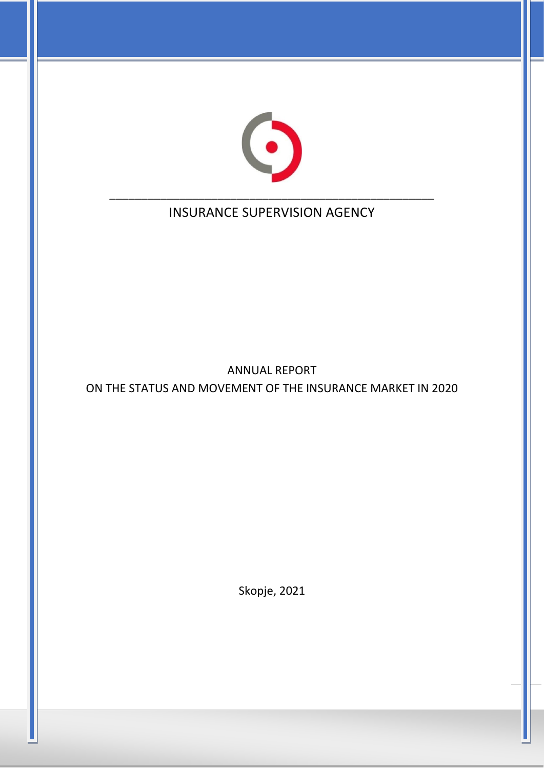INSURANCE SUPERVISION AGENCY

# ANNUAL REPORT
# ON THE STATUS AND MOVEMENT OF THE INSURANCE MARKET IN 2020

Skopje, 2021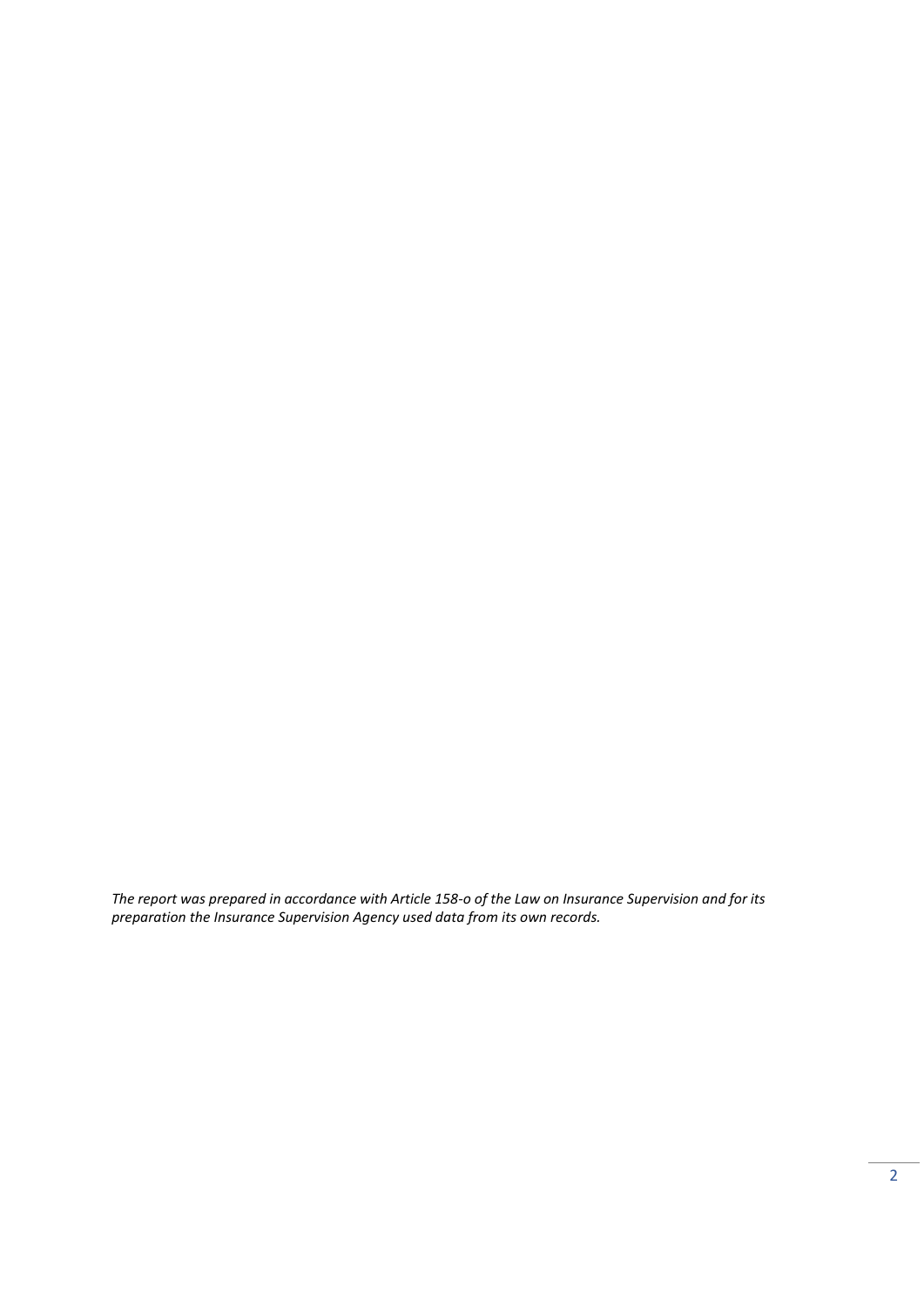*The report was prepared in accordance with Article 158-o of the Law on Insurance Supervision and for its preparation the Insurance Supervision Agency used data from its own records.*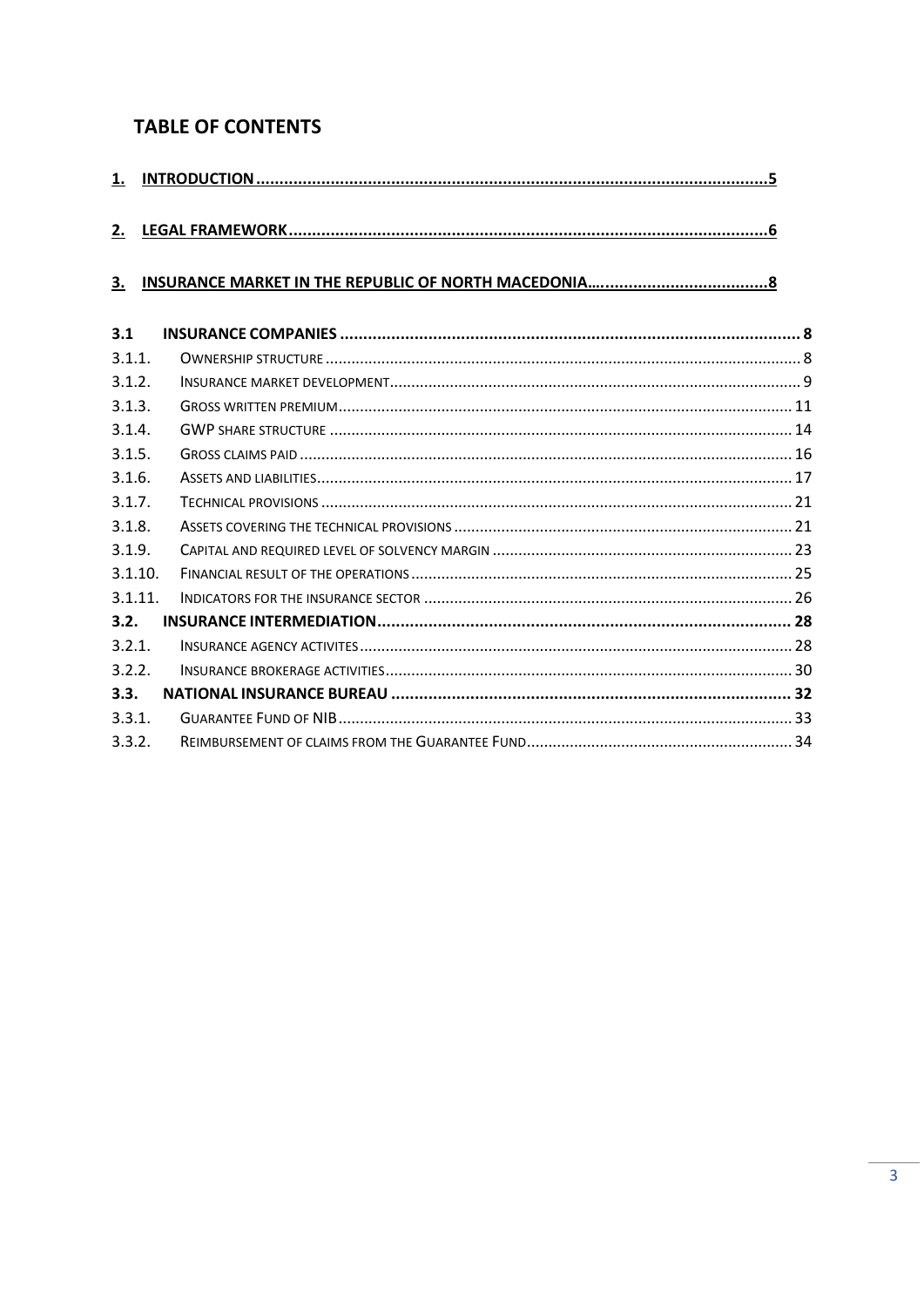# TABLE OF CONTENTS

1. INTRODUCTION.....5

2. LEGAL FRAMEWORK.....6

3. INSURANCE MARKET IN THE REPUBLIC OF NORTH MACEDONIA.....8

- 3.1 INSURANCE COMPANIES..... 8
  - 3.1.1. OWNERSHIP STRUCTURE..... 8
  - 3.1.2. INSURANCE MARKET DEVELOPMENT..... 9
  - 3.1.3. GROSS WRITTEN PREMIUM..... 11
  - 3.1.4. GWP SHARE STRUCTURE..... 14
  - 3.1.5. GROSS CLAIMS PAID..... 16
  - 3.1.6. ASSETS AND LIABILITIES..... 17
  - 3.1.7. TECHNICAL PROVISIONS..... 21
  - 3.1.8. ASSETS COVERING THE TECHNICAL PROVISIONS..... 21
  - 3.1.9. CAPITAL AND REQUIRED LEVEL OF SOLVENCY MARGIN..... 23
  - 3.1.10. FINANCIAL RESULT OF THE OPERATIONS..... 25
  - 3.1.11. INDICATORS FOR THE INSURANCE SECTOR..... 26
- 3.2. INSURANCE INTERMEDIATION..... 28
  - 3.2.1. INSURANCE AGENCY ACTIVITES..... 28
  - 3.2.2. INSURANCE BROKERAGE ACTIVITIES..... 30
- 3.3. NATIONAL INSURANCE BUREAU..... 32
  - 3.3.1. GUARANTEE FUND OF NIB..... 33
  - 3.3.2. REIMBURSEMENT OF CLAIMS FROM THE GUARANTEE FUND..... 34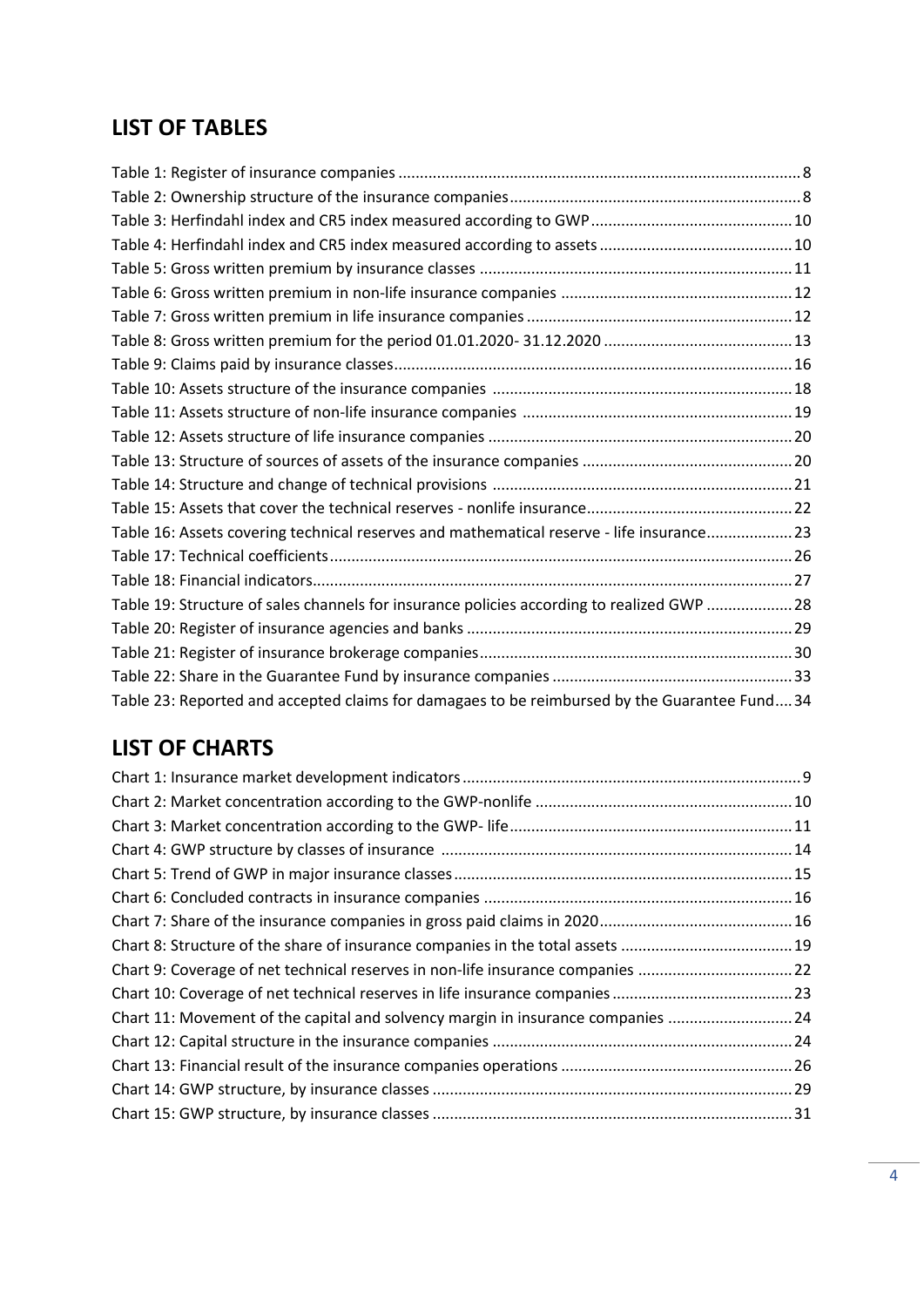## LIST OF TABLES

Table 1: Register of insurance companies ............................................................................................ 8
Table 2: Ownership structure of the insurance companies................................................................... 8
Table 3: Herfindahl index and CR5 index measured according to GWP .............................................. 10
Table 4: Herfindahl index and CR5 index measured according to assets ............................................ 10
Table 5: Gross written premium by insurance classes ........................................................................ 11
Table 6: Gross written premium in non-life insurance companies ...................................................... 12
Table 7: Gross written premium in life insurance companies ............................................................. 12
Table 8: Gross written premium for the period 01.01.2020- 31.12.2020 ............................................ 13
Table 9: Claims paid by insurance classes........................................................................................... 16
Table 10: Assets structure of the insurance companies ..................................................................... 18
Table 11: Assets structure of non-life insurance companies .............................................................. 19
Table 12: Assets structure of life insurance companies ...................................................................... 20
Table 13: Structure of sources of assets of the insurance companies ................................................ 20
Table 14: Structure and change of technical provisions ..................................................................... 21
Table 15: Assets that cover the technical reserves - nonlife insurance................................................ 22
Table 16: Assets covering technical reserves and mathematical reserve - life insurance.................... 23
Table 17: Technical coefficients.......................................................................................................... 26
Table 18: Financial indicators.............................................................................................................. 27
Table 19: Structure of sales channels for insurance policies according to realized GWP .................... 28
Table 20: Register of insurance agencies and banks ........................................................................... 29
Table 21: Register of insurance brokerage companies........................................................................ 30
Table 22: Share in the Guarantee Fund by insurance companies ....................................................... 33
Table 23: Reported and accepted claims for damagaes to be reimbursed by the Guarantee Fund.... 34

## LIST OF CHARTS

Chart 1: Insurance market development indicators .............................................................................. 9
Chart 2: Market concentration according to the GWP-nonlife ........................................................... 10
Chart 3: Market concentration according to the GWP- life................................................................. 11
Chart 4: GWP structure by classes of insurance ................................................................................. 14
Chart 5: Trend of GWP in major insurance classes.............................................................................. 15
Chart 6: Concluded contracts in insurance companies ....................................................................... 16
Chart 7: Share of the insurance companies in gross paid claims in 2020............................................. 16
Chart 8: Structure of the share of insurance companies in the total assets ........................................ 19
Chart 9: Coverage of net technical reserves in non-life insurance companies .................................... 22
Chart 10: Coverage of net technical reserves in life insurance companies .......................................... 23
Chart 11: Movement of the capital and solvency margin in insurance companies ............................. 24
Chart 12: Capital structure in the insurance companies ..................................................................... 24
Chart 13: Financial result of the insurance companies operations ...................................................... 26
Chart 14: GWP structure, by insurance classes ................................................................................... 29
Chart 15: GWP structure, by insurance classes ................................................................................... 31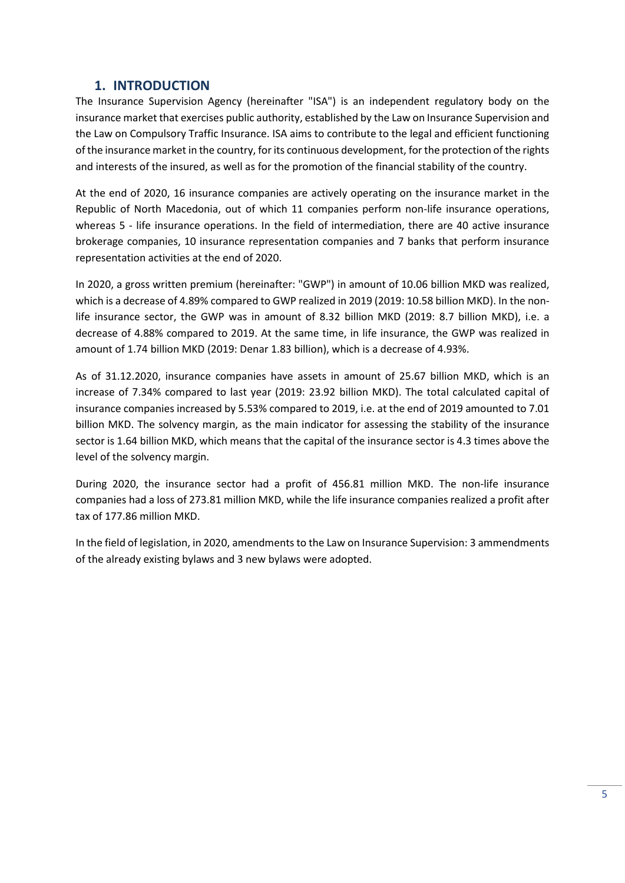# 1. INTRODUCTION

The Insurance Supervision Agency (hereinafter "ISA") is an independent regulatory body on the insurance market that exercises public authority, established by the Law on Insurance Supervision and the Law on Compulsory Traffic Insurance. ISA aims to contribute to the legal and efficient functioning of the insurance market in the country, for its continuous development, for the protection of the rights and interests of the insured, as well as for the promotion of the financial stability of the country.

At the end of 2020, 16 insurance companies are actively operating on the insurance market in the Republic of North Macedonia, out of which 11 companies perform non-life insurance operations, whereas 5 - life insurance operations. In the field of intermediation, there are 40 active insurance brokerage companies, 10 insurance representation companies and 7 banks that perform insurance representation activities at the end of 2020.

In 2020, a gross written premium (hereinafter: "GWP") in amount of 10.06 billion MKD was realized, which is a decrease of 4.89% compared to GWP realized in 2019 (2019: 10.58 billion MKD). In the non-life insurance sector, the GWP was in amount of 8.32 billion MKD (2019: 8.7 billion MKD), i.e. a decrease of 4.88% compared to 2019. At the same time, in life insurance, the GWP was realized in amount of 1.74 billion MKD (2019: Denar 1.83 billion), which is a decrease of 4.93%.

As of 31.12.2020, insurance companies have assets in amount of 25.67 billion MKD, which is an increase of 7.34% compared to last year (2019: 23.92 billion MKD). The total calculated capital of insurance companies increased by 5.53% compared to 2019, i.e. at the end of 2019 amounted to 7.01 billion MKD. The solvency margin, as the main indicator for assessing the stability of the insurance sector is 1.64 billion MKD, which means that the capital of the insurance sector is 4.3 times above the level of the solvency margin.

During 2020, the insurance sector had a profit of 456.81 million MKD. The non-life insurance companies had a loss of 273.81 million MKD, while the life insurance companies realized a profit after tax of 177.86 million MKD.

In the field of legislation, in 2020, amendments to the Law on Insurance Supervision: 3 ammendments of the already existing bylaws and 3 new bylaws were adopted.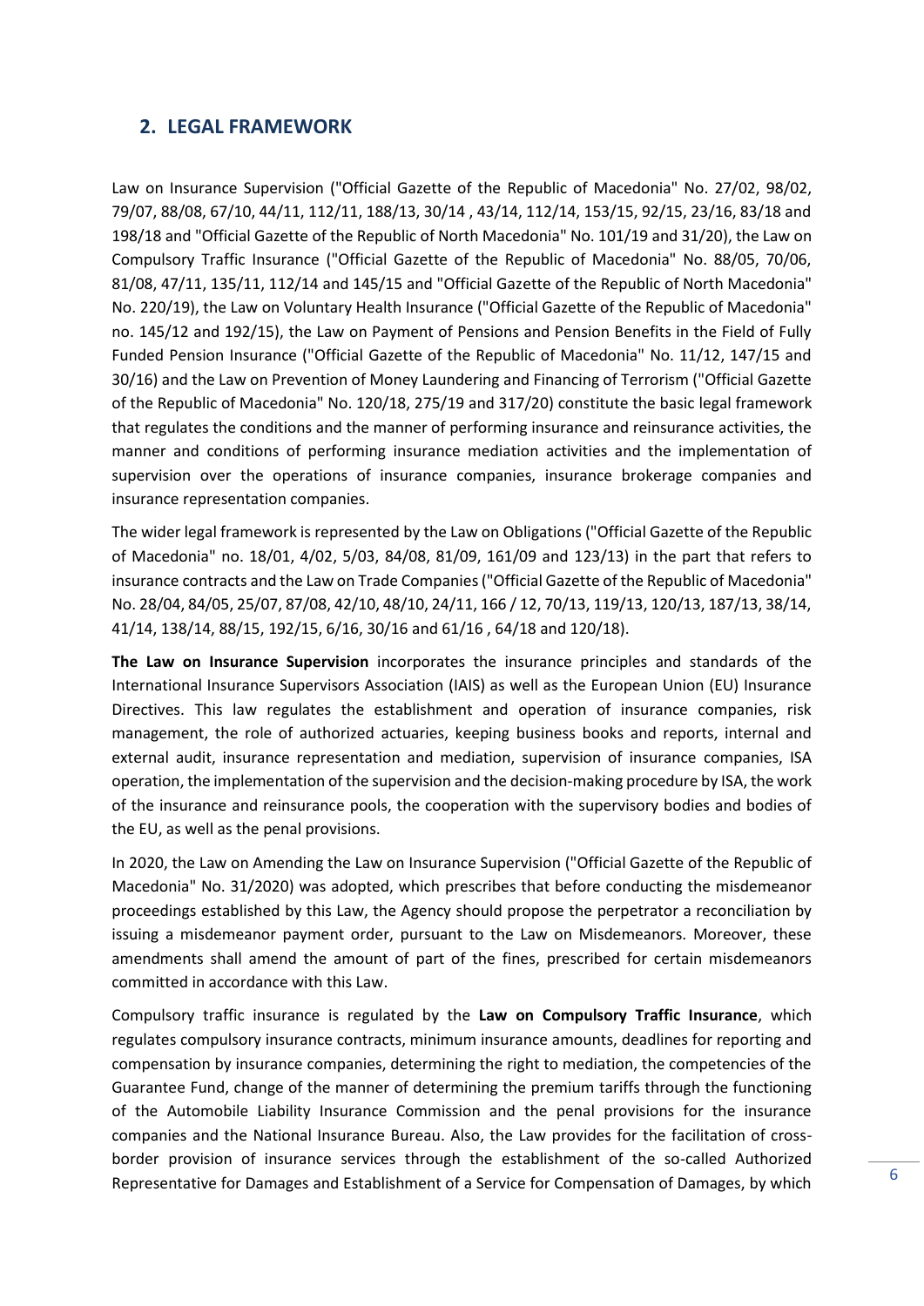## 2. LEGAL FRAMEWORK

Law on Insurance Supervision ("Official Gazette of the Republic of Macedonia" No. 27/02, 98/02, 79/07, 88/08, 67/10, 44/11, 112/11, 188/13, 30/14 , 43/14, 112/14, 153/15, 92/15, 23/16, 83/18 and 198/18 and "Official Gazette of the Republic of North Macedonia" No. 101/19 and 31/20), the Law on Compulsory Traffic Insurance ("Official Gazette of the Republic of Macedonia" No. 88/05, 70/06, 81/08, 47/11, 135/11, 112/14 and 145/15 and "Official Gazette of the Republic of North Macedonia" No. 220/19), the Law on Voluntary Health Insurance ("Official Gazette of the Republic of Macedonia" no. 145/12 and 192/15), the Law on Payment of Pensions and Pension Benefits in the Field of Fully Funded Pension Insurance ("Official Gazette of the Republic of Macedonia" No. 11/12, 147/15 and 30/16) and the Law on Prevention of Money Laundering and Financing of Terrorism ("Official Gazette of the Republic of Macedonia" No. 120/18, 275/19 and 317/20) constitute the basic legal framework that regulates the conditions and the manner of performing insurance and reinsurance activities, the manner and conditions of performing insurance mediation activities and the implementation of supervision over the operations of insurance companies, insurance brokerage companies and insurance representation companies.

The wider legal framework is represented by the Law on Obligations ("Official Gazette of the Republic of Macedonia" no. 18/01, 4/02, 5/03, 84/08, 81/09, 161/09 and 123/13) in the part that refers to insurance contracts and the Law on Trade Companies ("Official Gazette of the Republic of Macedonia" No. 28/04, 84/05, 25/07, 87/08, 42/10, 48/10, 24/11, 166 / 12, 70/13, 119/13, 120/13, 187/13, 38/14, 41/14, 138/14, 88/15, 192/15, 6/16, 30/16 and 61/16 , 64/18 and 120/18).

**The Law on Insurance Supervision** incorporates the insurance principles and standards of the International Insurance Supervisors Association (IAIS) as well as the European Union (EU) Insurance Directives. This law regulates the establishment and operation of insurance companies, risk management, the role of authorized actuaries, keeping business books and reports, internal and external audit, insurance representation and mediation, supervision of insurance companies, ISA operation, the implementation of the supervision and the decision-making procedure by ISA, the work of the insurance and reinsurance pools, the cooperation with the supervisory bodies and bodies of the EU, as well as the penal provisions.

In 2020, the Law on Amending the Law on Insurance Supervision ("Official Gazette of the Republic of Macedonia" No. 31/2020) was adopted, which prescribes that before conducting the misdemeanor proceedings established by this Law, the Agency should propose the perpetrator a reconciliation by issuing a misdemeanor payment order, pursuant to the Law on Misdemeanors. Moreover, these amendments shall amend the amount of part of the fines, prescribed for certain misdemeanors committed in accordance with this Law.

Compulsory traffic insurance is regulated by the **Law on Compulsory Traffic Insurance**, which regulates compulsory insurance contracts, minimum insurance amounts, deadlines for reporting and compensation by insurance companies, determining the right to mediation, the competencies of the Guarantee Fund, change of the manner of determining the premium tariffs through the functioning of the Automobile Liability Insurance Commission and the penal provisions for the insurance companies and the National Insurance Bureau. Also, the Law provides for the facilitation of cross-border provision of insurance services through the establishment of the so-called Authorized Representative for Damages and Establishment of a Service for Compensation of Damages, by which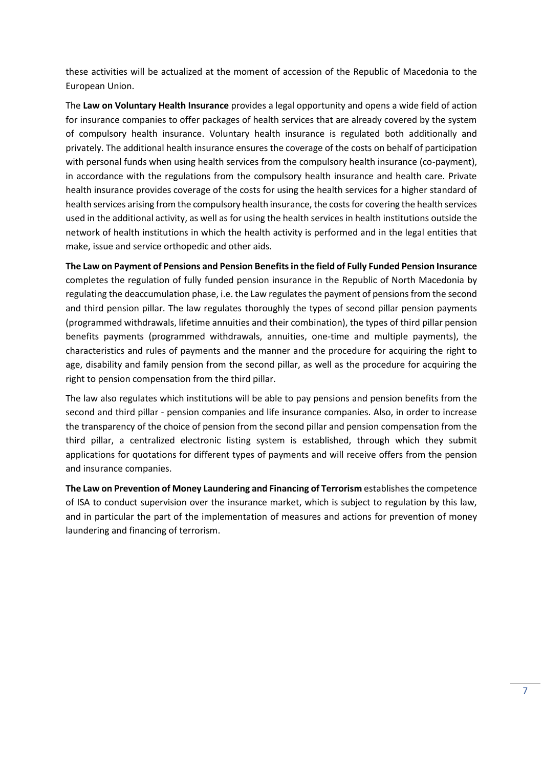these activities will be actualized at the moment of accession of the Republic of Macedonia to the European Union.

The **Law on Voluntary Health Insurance** provides a legal opportunity and opens a wide field of action for insurance companies to offer packages of health services that are already covered by the system of compulsory health insurance. Voluntary health insurance is regulated both additionally and privately. The additional health insurance ensures the coverage of the costs on behalf of participation with personal funds when using health services from the compulsory health insurance (co-payment), in accordance with the regulations from the compulsory health insurance and health care. Private health insurance provides coverage of the costs for using the health services for a higher standard of health services arising from the compulsory health insurance, the costs for covering the health services used in the additional activity, as well as for using the health services in health institutions outside the network of health institutions in which the health activity is performed and in the legal entities that make, issue and service orthopedic and other aids.

**The Law on Payment of Pensions and Pension Benefits in the field of Fully Funded Pension Insurance** completes the regulation of fully funded pension insurance in the Republic of North Macedonia by regulating the deaccumulation phase, i.e. the Law regulates the payment of pensions from the second and third pension pillar. The law regulates thoroughly the types of second pillar pension payments (programmed withdrawals, lifetime annuities and their combination), the types of third pillar pension benefits payments (programmed withdrawals, annuities, one-time and multiple payments), the characteristics and rules of payments and the manner and the procedure for acquiring the right to age, disability and family pension from the second pillar, as well as the procedure for acquiring the right to pension compensation from the third pillar.

The law also regulates which institutions will be able to pay pensions and pension benefits from the second and third pillar - pension companies and life insurance companies. Also, in order to increase the transparency of the choice of pension from the second pillar and pension compensation from the third pillar, a centralized electronic listing system is established, through which they submit applications for quotations for different types of payments and will receive offers from the pension and insurance companies.

**The Law on Prevention of Money Laundering and Financing of Terrorism** establishes the competence of ISA to conduct supervision over the insurance market, which is subject to regulation by this law, and in particular the part of the implementation of measures and actions for prevention of money laundering and financing of terrorism.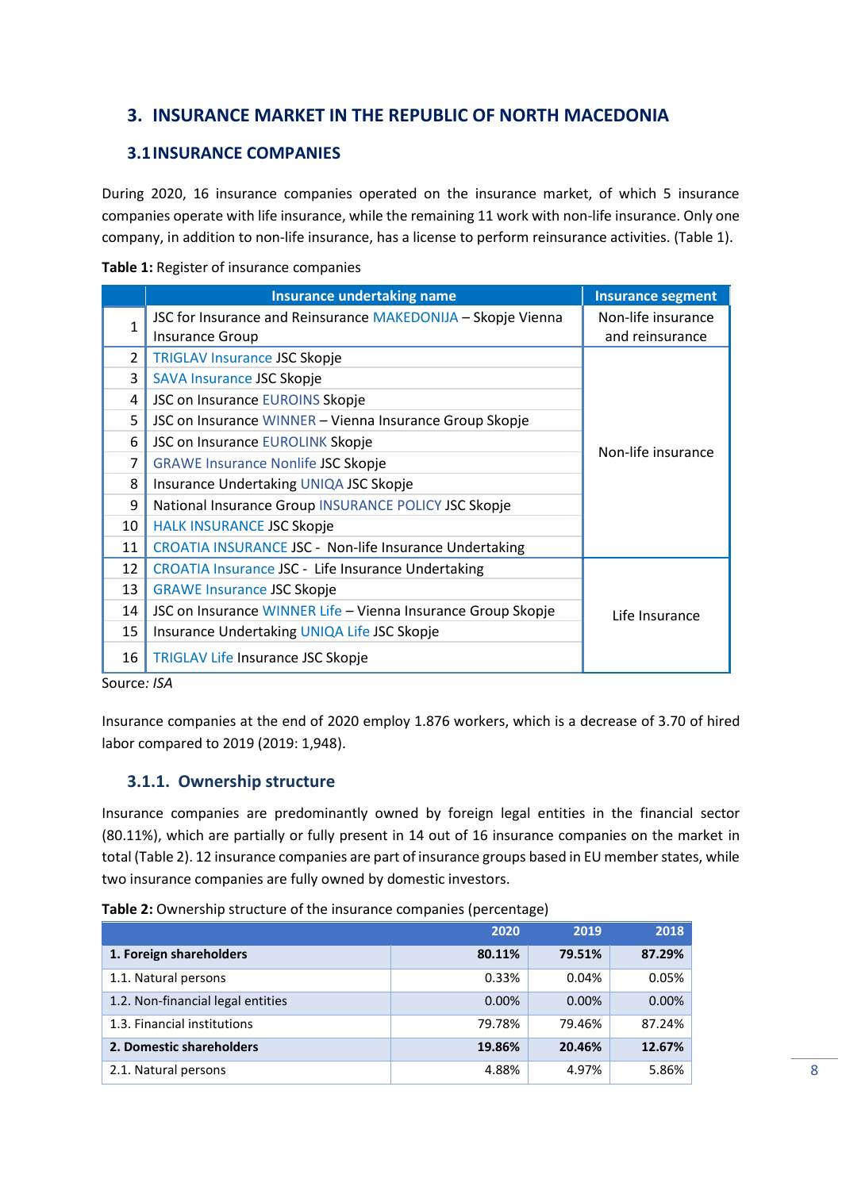# 3. INSURANCE MARKET IN THE REPUBLIC OF NORTH MACEDONIA

## 3.1 INSURANCE COMPANIES

During 2020, 16 insurance companies operated on the insurance market, of which 5 insurance companies operate with life insurance, while the remaining 11 work with non-life insurance. Only one company, in addition to non-life insurance, has a license to perform reinsurance activities. (Table 1).

**Table 1:** Register of insurance companies

| | Insurance undertaking name | Insurance segment |
|---|---|---|
| 1 | JSC for Insurance and Reinsurance MAKEDONIJA – Skopje Vienna Insurance Group | Non-life insurance and reinsurance |
| 2 | TRIGLAV Insurance JSC Skopje | Non-life insurance |
| 3 | SAVA Insurance JSC Skopje | |
| 4 | JSC on Insurance EUROINS Skopje | |
| 5 | JSC on Insurance WINNER – Vienna Insurance Group Skopje | |
| 6 | JSC on Insurance EUROLINK Skopje | |
| 7 | GRAWE Insurance Nonlife JSC Skopje | |
| 8 | Insurance Undertaking UNIQA JSC Skopje | |
| 9 | National Insurance Group INSURANCE POLICY JSC Skopje | |
| 10 | HALK INSURANCE JSC Skopje | |
| 11 | CROATIA INSURANCE JSC - Non-life Insurance Undertaking | |
| 12 | CROATIA Insurance JSC - Life Insurance Undertaking | Life Insurance |
| 13 | GRAWE Insurance JSC Skopje | |
| 14 | JSC on Insurance WINNER Life – Vienna Insurance Group Skopje | |
| 15 | Insurance Undertaking UNIQA Life JSC Skopje | |
| 16 | TRIGLAV Life Insurance JSC Skopje | |

Source*: ISA*

Insurance companies at the end of 2020 employ 1.876 workers, which is a decrease of 3.70 of hired labor compared to 2019 (2019: 1,948).

### 3.1.1. Ownership structure

Insurance companies are predominantly owned by foreign legal entities in the financial sector (80.11%), which are partially or fully present in 14 out of 16 insurance companies on the market in total (Table 2). 12 insurance companies are part of insurance groups based in EU member states, while two insurance companies are fully owned by domestic investors.

**Table 2:** Ownership structure of the insurance companies (percentage)

| | 2020 | 2019 | 2018 |
|---|---|---|---|
| **1. Foreign shareholders** | **80.11%** | **79.51%** | **87.29%** |
| 1.1. Natural persons | 0.33% | 0.04% | 0.05% |
| 1.2. Non-financial legal entities | 0.00% | 0.00% | 0.00% |
| 1.3. Financial institutions | 79.78% | 79.46% | 87.24% |
| **2. Domestic shareholders** | **19.86%** | **20.46%** | **12.67%** |
| 2.1. Natural persons | 4.88% | 4.97% | 5.86% |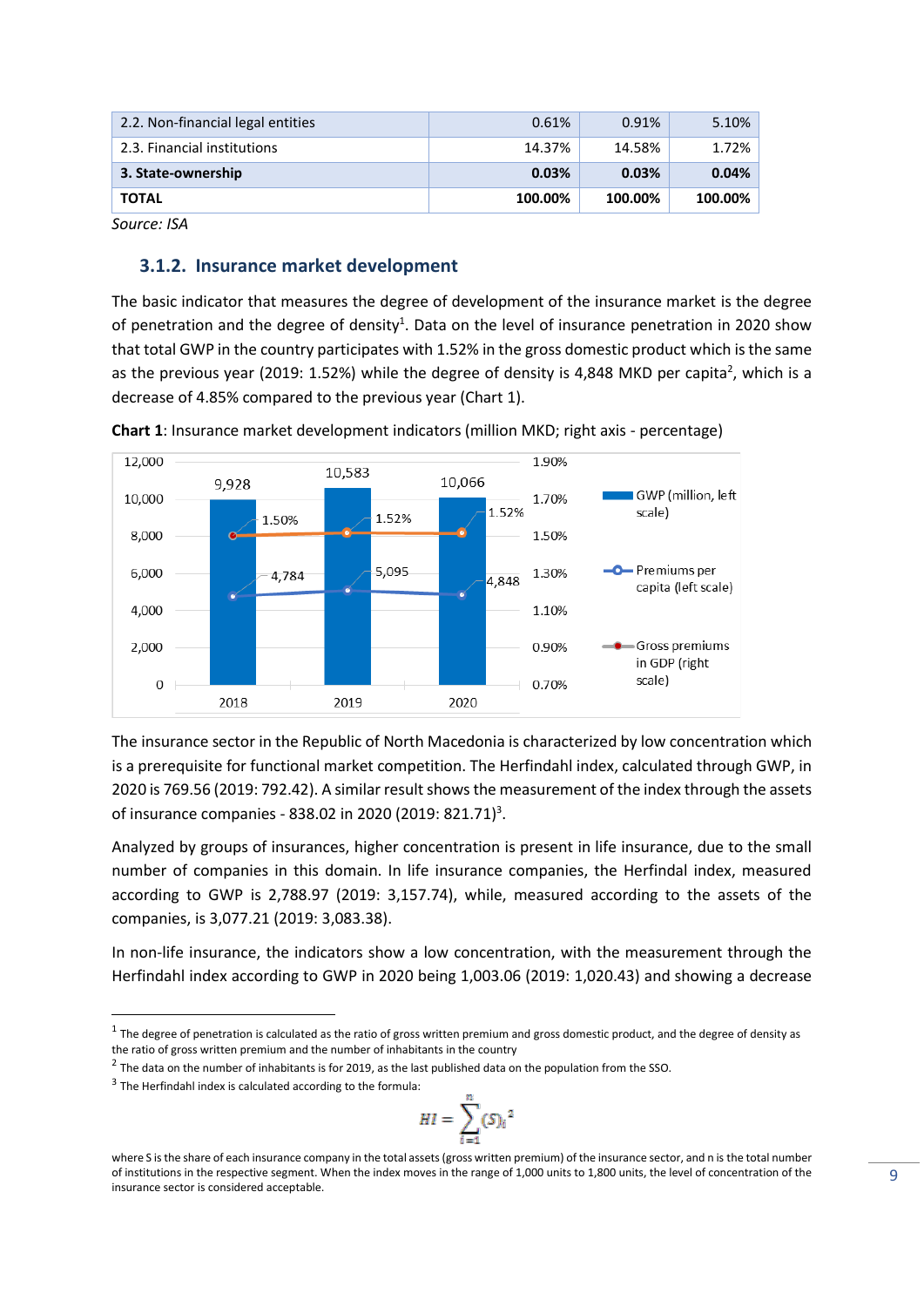| 2.2. Non-financial legal entities | 0.61% | 0.91% | 5.10% |
|---|---|---|---|
| 2.3. Financial institutions | 14.37% | 14.58% | 1.72% |
| **3. State-ownership** | **0.03%** | **0.03%** | **0.04%** |
| **TOTAL** | **100.00%** | **100.00%** | **100.00%** |

*Source: ISA*

### 3.1.2. Insurance market development

The basic indicator that measures the degree of development of the insurance market is the degree of penetration and the degree of density[1]. Data on the level of insurance penetration in 2020 show that total GWP in the country participates with 1.52% in the gross domestic product which is the same as the previous year (2019: 1.52%) while the degree of density is 4,848 MKD per capita[2], which is a decrease of 4.85% compared to the previous year (Chart 1).

**Chart 1**: Insurance market development indicators (million MKD; right axis - percentage)

| | 2018 | 2019 | 2020 |
|---|---|---|---|
| GWP (million, left scale) | 9,928 | 10,583 | 10,066 |
| Premiums per capita (left scale) | 4,784 | 5,095 | 4,848 |
| Gross premiums in GDP (right scale) | 1.50% | 1.52% | 1.52% |

The insurance sector in the Republic of North Macedonia is characterized by low concentration which is a prerequisite for functional market competition. The Herfindahl index, calculated through GWP, in 2020 is 769.56 (2019: 792.42). A similar result shows the measurement of the index through the assets of insurance companies - 838.02 in 2020 (2019: 821.71)[3].

Analyzed by groups of insurances, higher concentration is present in life insurance, due to the small number of companies in this domain. In life insurance companies, the Herfindal index, measured according to GWP is 2,788.97 (2019: 3,157.74), while, measured according to the assets of the companies, is 3,077.21 (2019: 3,083.38).

In non-life insurance, the indicators show a low concentration, with the measurement through the Herfindahl index according to GWP in 2020 being 1,003.06 (2019: 1,020.43) and showing a decrease

---

[1] The degree of penetration is calculated as the ratio of gross written premium and gross domestic product, and the degree of density as the ratio of gross written premium and the number of inhabitants in the country

[2] The data on the number of inhabitants is for 2019, as the last published data on the population from the SSO.

[3] The Herfindahl index is calculated according to the formula:

$$HI = \sum_{i=1}^{n} (S)_i^2$$

where S is the share of each insurance company in the total assets (gross written premium) of the insurance sector, and n is the total number of institutions in the respective segment. When the index moves in the range of 1,000 units to 1,800 units, the level of concentration of the insurance sector is considered acceptable.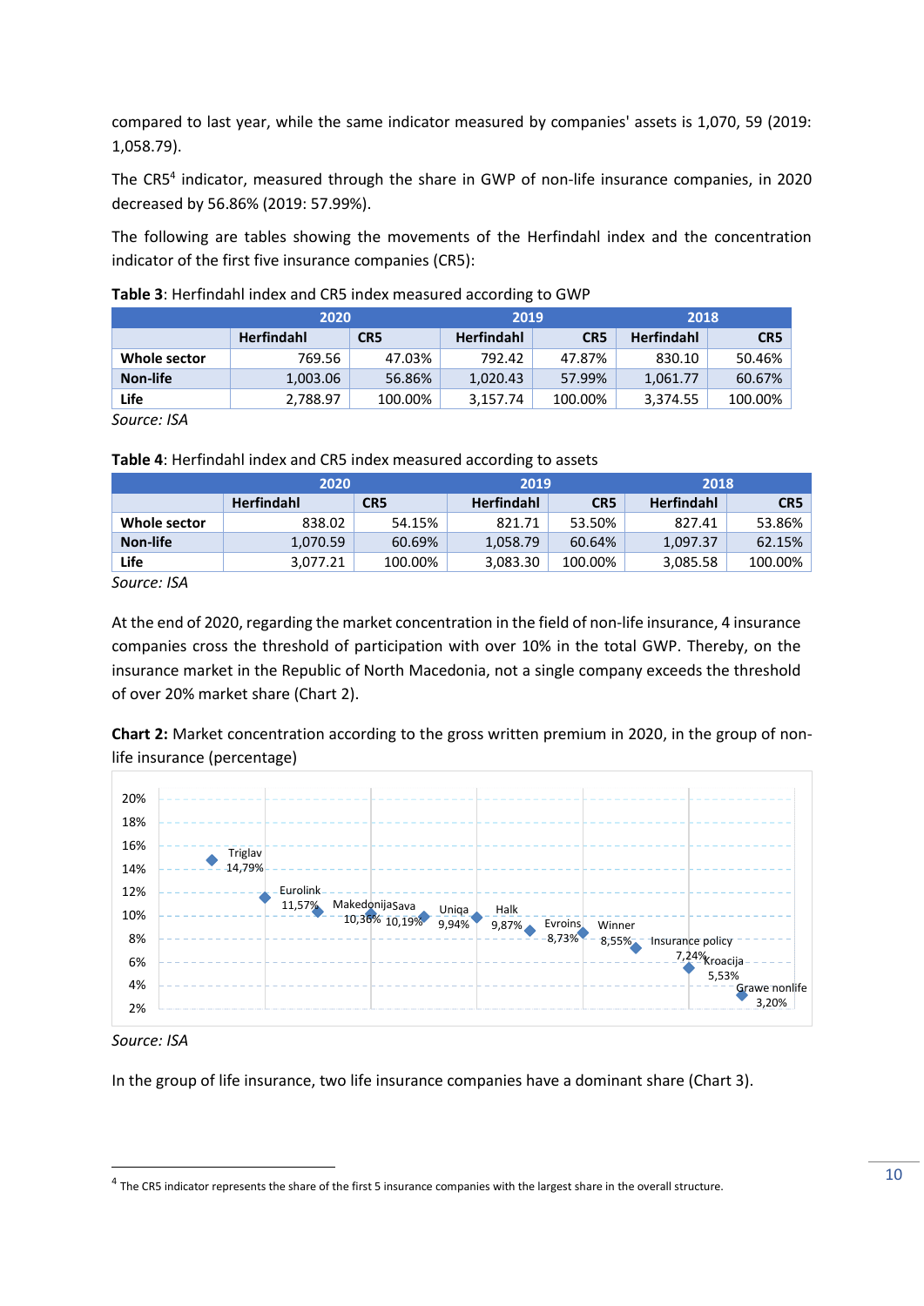compared to last year, while the same indicator measured by companies' assets is 1,070, 59 (2019: 1,058.79).

The CR5[4] indicator, measured through the share in GWP of non-life insurance companies, in 2020 decreased by 56.86% (2019: 57.99%).

The following are tables showing the movements of the Herfindahl index and the concentration indicator of the first five insurance companies (CR5):

**Table 3**: Herfindahl index and CR5 index measured according to GWP

| | 2020 | | 2019 | | 2018 | |
|---|---|---|---|---|---|---|
| | Herfindahl | CR5 | Herfindahl | CR5 | Herfindahl | CR5 |
| **Whole sector** | 769.56 | 47.03% | 792.42 | 47.87% | 830.10 | 50.46% |
| **Non-life** | 1,003.06 | 56.86% | 1,020.43 | 57.99% | 1,061.77 | 60.67% |
| **Life** | 2,788.97 | 100.00% | 3,157.74 | 100.00% | 3,374.55 | 100.00% |

*Source: ISA*

**Table 4**: Herfindahl index and CR5 index measured according to assets

| | 2020 | | 2019 | | 2018 | |
|---|---|---|---|---|---|---|
| | Herfindahl | CR5 | Herfindahl | CR5 | Herfindahl | CR5 |
| **Whole sector** | 838.02 | 54.15% | 821.71 | 53.50% | 827.41 | 53.86% |
| **Non-life** | 1,070.59 | 60.69% | 1,058.79 | 60.64% | 1,097.37 | 62.15% |
| **Life** | 3,077.21 | 100.00% | 3,083.30 | 100.00% | 3,085.58 | 100.00% |

*Source: ISA*

At the end of 2020, regarding the market concentration in the field of non-life insurance, 4 insurance companies cross the threshold of participation with over 10% in the total GWP. Thereby, on the insurance market in the Republic of North Macedonia, not a single company exceeds the threshold of over 20% market share (Chart 2).

**Chart 2:** Market concentration according to the gross written premium in 2020, in the group of non-life insurance (percentage)

| Company | Share |
|---|---|
| Triglav | 14,79% |
| Eurolink | 11,57% |
| Makedonija | 10,36% |
| Sava | 10,19% |
| Uniqa | 9,94% |
| Halk | 9,87% |
| Evroins | 8,73% |
| Winner | 8,55% |
| Insurance policy | 7,24% |
| Kroacija | 5,53% |
| Grawe nonlife | 3,20% |

*Source: ISA*

In the group of life insurance, two life insurance companies have a dominant share (Chart 3).

[4] The CR5 indicator represents the share of the first 5 insurance companies with the largest share in the overall structure.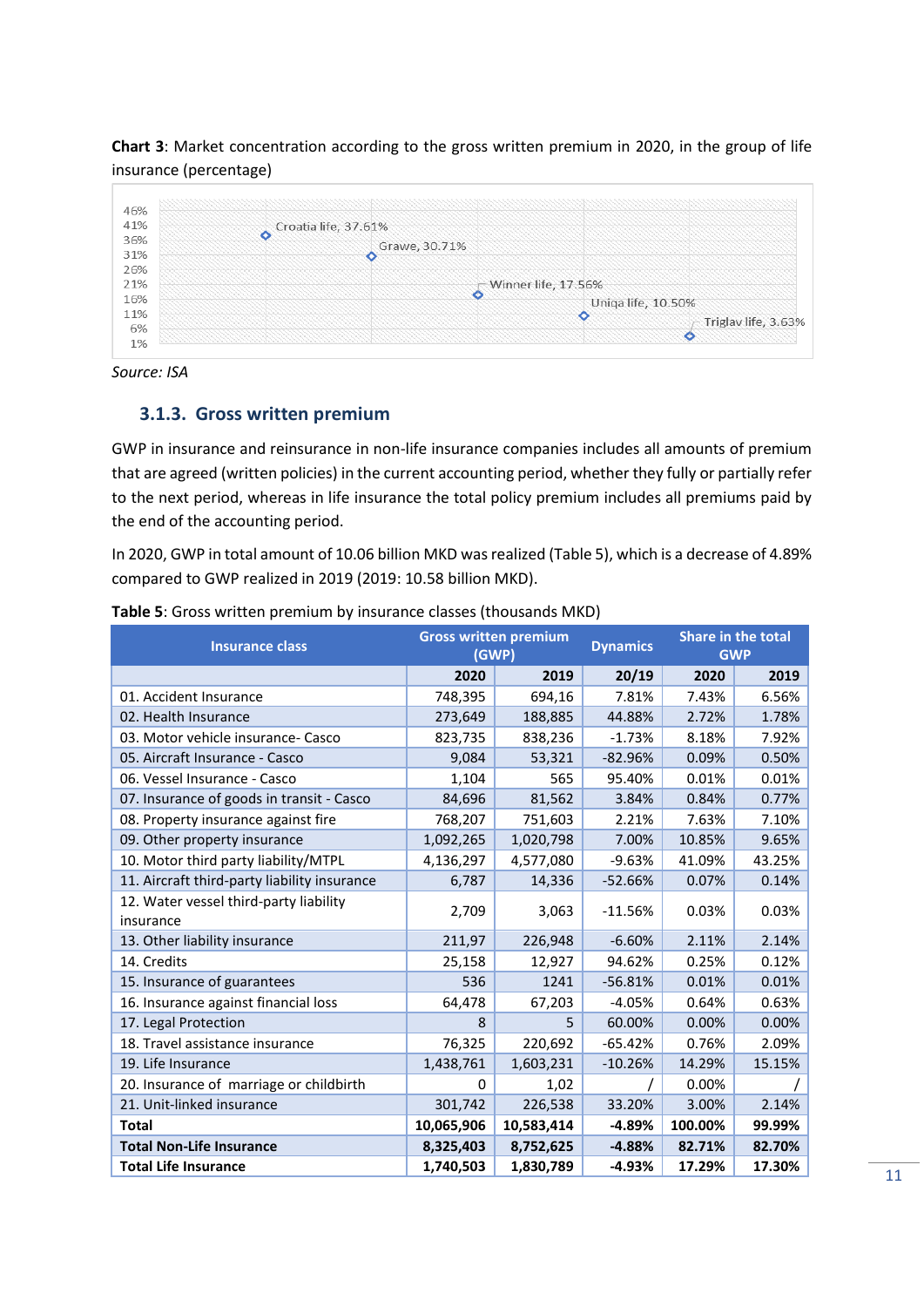**Chart 3**: Market concentration according to the gross written premium in 2020, in the group of life insurance (percentage)

Source: ISA

### 3.1.3. Gross written premium

GWP in insurance and reinsurance in non-life insurance companies includes all amounts of premium that are agreed (written policies) in the current accounting period, whether they fully or partially refer to the next period, whereas in life insurance the total policy premium includes all premiums paid by the end of the accounting period.

In 2020, GWP in total amount of 10.06 billion MKD was realized (Table 5), which is a decrease of 4.89% compared to GWP realized in 2019 (2019: 10.58 billion MKD).

**Table 5**: Gross written premium by insurance classes (thousands MKD)

| Insurance class | Gross written premium (GWP) | | Dynamics | Share in the total GWP | |
|---|---|---|---|---|---|
| | **2020** | **2019** | **20/19** | **2020** | **2019** |
| 01. Accident Insurance | 748,395 | 694,16 | 7.81% | 7.43% | 6.56% |
| 02. Health Insurance | 273,649 | 188,885 | 44.88% | 2.72% | 1.78% |
| 03. Motor vehicle insurance- Casco | 823,735 | 838,236 | -1.73% | 8.18% | 7.92% |
| 05. Aircraft Insurance - Casco | 9,084 | 53,321 | -82.96% | 0.09% | 0.50% |
| 06. Vessel Insurance - Casco | 1,104 | 565 | 95.40% | 0.01% | 0.01% |
| 07. Insurance of goods in transit - Casco | 84,696 | 81,562 | 3.84% | 0.84% | 0.77% |
| 08. Property insurance against fire | 768,207 | 751,603 | 2.21% | 7.63% | 7.10% |
| 09. Other property insurance | 1,092,265 | 1,020,798 | 7.00% | 10.85% | 9.65% |
| 10. Motor third party liability/MTPL | 4,136,297 | 4,577,080 | -9.63% | 41.09% | 43.25% |
| 11. Aircraft third-party liability insurance | 6,787 | 14,336 | -52.66% | 0.07% | 0.14% |
| 12. Water vessel third-party liability insurance | 2,709 | 3,063 | -11.56% | 0.03% | 0.03% |
| 13. Other liability insurance | 211,97 | 226,948 | -6.60% | 2.11% | 2.14% |
| 14. Credits | 25,158 | 12,927 | 94.62% | 0.25% | 0.12% |
| 15. Insurance of guarantees | 536 | 1241 | -56.81% | 0.01% | 0.01% |
| 16. Insurance against financial loss | 64,478 | 67,203 | -4.05% | 0.64% | 0.63% |
| 17. Legal Protection | 8 | 5 | 60.00% | 0.00% | 0.00% |
| 18. Travel assistance insurance | 76,325 | 220,692 | -65.42% | 0.76% | 2.09% |
| 19. Life Insurance | 1,438,761 | 1,603,231 | -10.26% | 14.29% | 15.15% |
| 20. Insurance of marriage or childbirth | 0 | 1,02 | / | 0.00% | / |
| 21. Unit-linked insurance | 301,742 | 226,538 | 33.20% | 3.00% | 2.14% |
| **Total** | **10,065,906** | **10,583,414** | **-4.89%** | **100.00%** | **99.99%** |
| **Total Non-Life Insurance** | **8,325,403** | **8,752,625** | **-4.88%** | **82.71%** | **82.70%** |
| **Total Life Insurance** | **1,740,503** | **1,830,789** | **-4.93%** | **17.29%** | **17.30%** |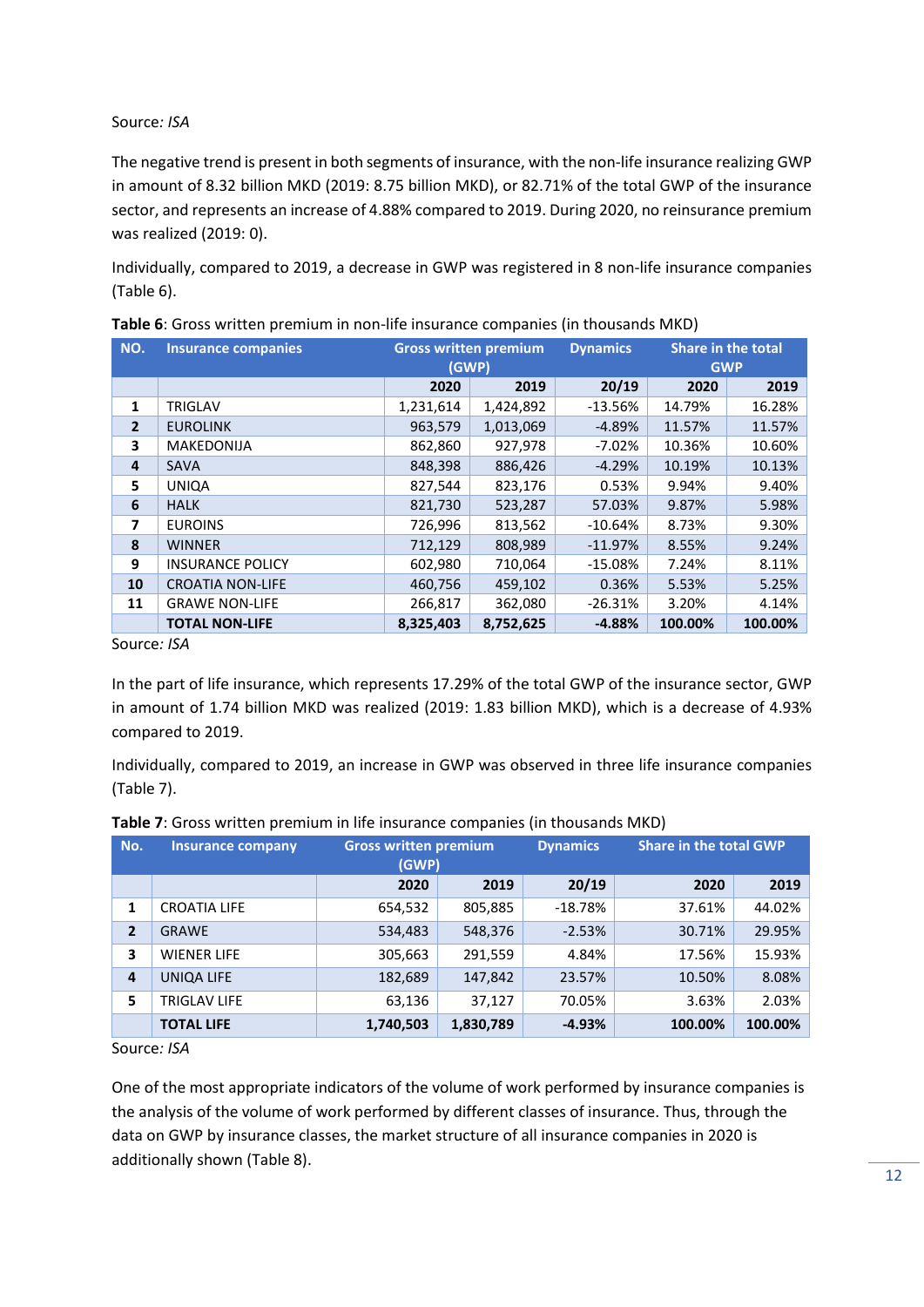Source: *ISA*

The negative trend is present in both segments of insurance, with the non-life insurance realizing GWP in amount of 8.32 billion MKD (2019: 8.75 billion MKD), or 82.71% of the total GWP of the insurance sector, and represents an increase of 4.88% compared to 2019. During 2020, no reinsurance premium was realized (2019: 0).

Individually, compared to 2019, a decrease in GWP was registered in 8 non-life insurance companies (Table 6).

**Table 6**: Gross written premium in non-life insurance companies (in thousands MKD)

| NO. | Insurance companies | Gross written premium (GWP) | | Dynamics | Share in the total GWP | |
|---|---|---|---|---|---|---|
| | | 2020 | 2019 | 20/19 | 2020 | 2019 |
| 1 | TRIGLAV | 1,231,614 | 1,424,892 | -13.56% | 14.79% | 16.28% |
| 2 | EUROLINK | 963,579 | 1,013,069 | -4.89% | 11.57% | 11.57% |
| 3 | MAKEDONIJA | 862,860 | 927,978 | -7.02% | 10.36% | 10.60% |
| 4 | SAVA | 848,398 | 886,426 | -4.29% | 10.19% | 10.13% |
| 5 | UNIQA | 827,544 | 823,176 | 0.53% | 9.94% | 9.40% |
| 6 | HALK | 821,730 | 523,287 | 57.03% | 9.87% | 5.98% |
| 7 | EUROINS | 726,996 | 813,562 | -10.64% | 8.73% | 9.30% |
| 8 | WINNER | 712,129 | 808,989 | -11.97% | 8.55% | 9.24% |
| 9 | INSURANCE POLICY | 602,980 | 710,064 | -15.08% | 7.24% | 8.11% |
| 10 | CROATIA NON-LIFE | 460,756 | 459,102 | 0.36% | 5.53% | 5.25% |
| 11 | GRAWE NON-LIFE | 266,817 | 362,080 | -26.31% | 3.20% | 4.14% |
| | **TOTAL NON-LIFE** | **8,325,403** | **8,752,625** | **-4.88%** | **100.00%** | **100.00%** |

Source: *ISA*

In the part of life insurance, which represents 17.29% of the total GWP of the insurance sector, GWP in amount of 1.74 billion MKD was realized (2019: 1.83 billion MKD), which is a decrease of 4.93% compared to 2019.

Individually, compared to 2019, an increase in GWP was observed in three life insurance companies (Table 7).

**Table 7**: Gross written premium in life insurance companies (in thousands MKD)

| No. | Insurance company | Gross written premium (GWP) | | Dynamics | Share in the total GWP | |
|---|---|---|---|---|---|---|
| | | 2020 | 2019 | 20/19 | 2020 | 2019 |
| 1 | CROATIA LIFE | 654,532 | 805,885 | -18.78% | 37.61% | 44.02% |
| 2 | GRAWE | 534,483 | 548,376 | -2.53% | 30.71% | 29.95% |
| 3 | WIENER LIFE | 305,663 | 291,559 | 4.84% | 17.56% | 15.93% |
| 4 | UNIQA LIFE | 182,689 | 147,842 | 23.57% | 10.50% | 8.08% |
| 5 | TRIGLAV LIFE | 63,136 | 37,127 | 70.05% | 3.63% | 2.03% |
| | **TOTAL LIFE** | **1,740,503** | **1,830,789** | **-4.93%** | **100.00%** | **100.00%** |

Source: *ISA*

One of the most appropriate indicators of the volume of work performed by insurance companies is the analysis of the volume of work performed by different classes of insurance. Thus, through the data on GWP by insurance classes, the market structure of all insurance companies in 2020 is additionally shown (Table 8).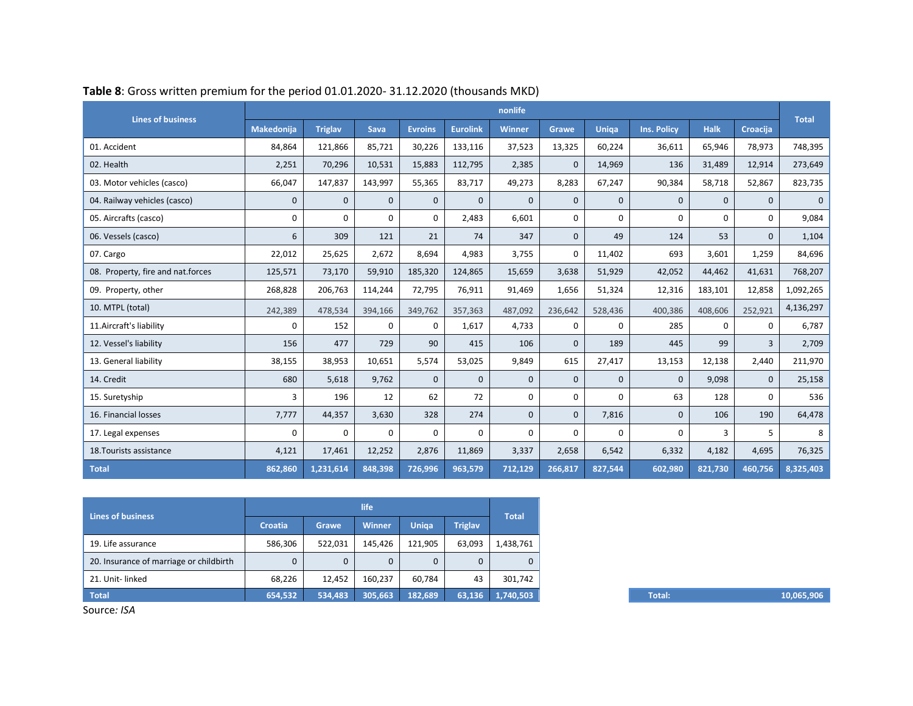**Table 8**: Gross written premium for the period 01.01.2020- 31.12.2020 (thousands MKD)

| Lines of business | nonlife | | | | | | | | | | | Total |
|---|---|---|---|---|---|---|---|---|---|---|---|---|
| | Makedonija | Triglav | Sava | Evroins | Eurolink | Winner | Grawe | Uniqa | Ins. Policy | Halk | Croacija | |
| 01. Accident | 84,864 | 121,866 | 85,721 | 30,226 | 133,116 | 37,523 | 13,325 | 60,224 | 36,611 | 65,946 | 78,973 | 748,395 |
| 02. Health | 2,251 | 70,296 | 10,531 | 15,883 | 112,795 | 2,385 | 0 | 14,969 | 136 | 31,489 | 12,914 | 273,649 |
| 03. Motor vehicles (casco) | 66,047 | 147,837 | 143,997 | 55,365 | 83,717 | 49,273 | 8,283 | 67,247 | 90,384 | 58,718 | 52,867 | 823,735 |
| 04. Railway vehicles (casco) | 0 | 0 | 0 | 0 | 0 | 0 | 0 | 0 | 0 | 0 | 0 | 0 |
| 05. Aircrafts (casco) | 0 | 0 | 0 | 0 | 2,483 | 6,601 | 0 | 0 | 0 | 0 | 0 | 9,084 |
| 06. Vessels (casco) | 6 | 309 | 121 | 21 | 74 | 347 | 0 | 49 | 124 | 53 | 0 | 1,104 |
| 07. Cargo | 22,012 | 25,625 | 2,672 | 8,694 | 4,983 | 3,755 | 0 | 11,402 | 693 | 3,601 | 1,259 | 84,696 |
| 08. Property, fire and nat.forces | 125,571 | 73,170 | 59,910 | 185,320 | 124,865 | 15,659 | 3,638 | 51,929 | 42,052 | 44,462 | 41,631 | 768,207 |
| 09. Property, other | 268,828 | 206,763 | 114,244 | 72,795 | 76,911 | 91,469 | 1,656 | 51,324 | 12,316 | 183,101 | 12,858 | 1,092,265 |
| 10. MTPL (total) | 242,389 | 478,534 | 394,166 | 349,762 | 357,363 | 487,092 | 236,642 | 528,436 | 400,386 | 408,606 | 252,921 | 4,136,297 |
| 11.Aircraft's liability | 0 | 152 | 0 | 0 | 1,617 | 4,733 | 0 | 0 | 285 | 0 | 0 | 6,787 |
| 12. Vessel's liability | 156 | 477 | 729 | 90 | 415 | 106 | 0 | 189 | 445 | 99 | 3 | 2,709 |
| 13. General liability | 38,155 | 38,953 | 10,651 | 5,574 | 53,025 | 9,849 | 615 | 27,417 | 13,153 | 12,138 | 2,440 | 211,970 |
| 14. Credit | 680 | 5,618 | 9,762 | 0 | 0 | 0 | 0 | 0 | 0 | 9,098 | 0 | 25,158 |
| 15. Suretyship | 3 | 196 | 12 | 62 | 72 | 0 | 0 | 0 | 63 | 128 | 0 | 536 |
| 16. Financial losses | 7,777 | 44,357 | 3,630 | 328 | 274 | 0 | 0 | 7,816 | 0 | 106 | 190 | 64,478 |
| 17. Legal expenses | 0 | 0 | 0 | 0 | 0 | 0 | 0 | 0 | 0 | 3 | 5 | 8 |
| 18.Tourists assistance | 4,121 | 17,461 | 12,252 | 2,876 | 11,869 | 3,337 | 2,658 | 6,542 | 6,332 | 4,182 | 4,695 | 76,325 |
| **Total** | **862,860** | **1,231,614** | **848,398** | **726,996** | **963,579** | **712,129** | **266,817** | **827,544** | **602,980** | **821,730** | **460,756** | **8,325,403** |

| Lines of business | life | | | | | Total |
|---|---|---|---|---|---|---|
| | Croatia | Grawe | Winner | Uniqa | Triglav | |
| 19. Life assurance | 586,306 | 522,031 | 145,426 | 121,905 | 63,093 | 1,438,761 |
| 20. Insurance of marriage or childbirth | 0 | 0 | 0 | 0 | 0 | 0 |
| 21. Unit- linked | 68,226 | 12,452 | 160,237 | 60,784 | 43 | 301,742 |
| **Total** | **654,532** | **534,483** | **305,663** | **182,689** | **63,136** | **1,740,503** |

| **Total:** | **10,065,906** |
|---|---|

Source*: ISA*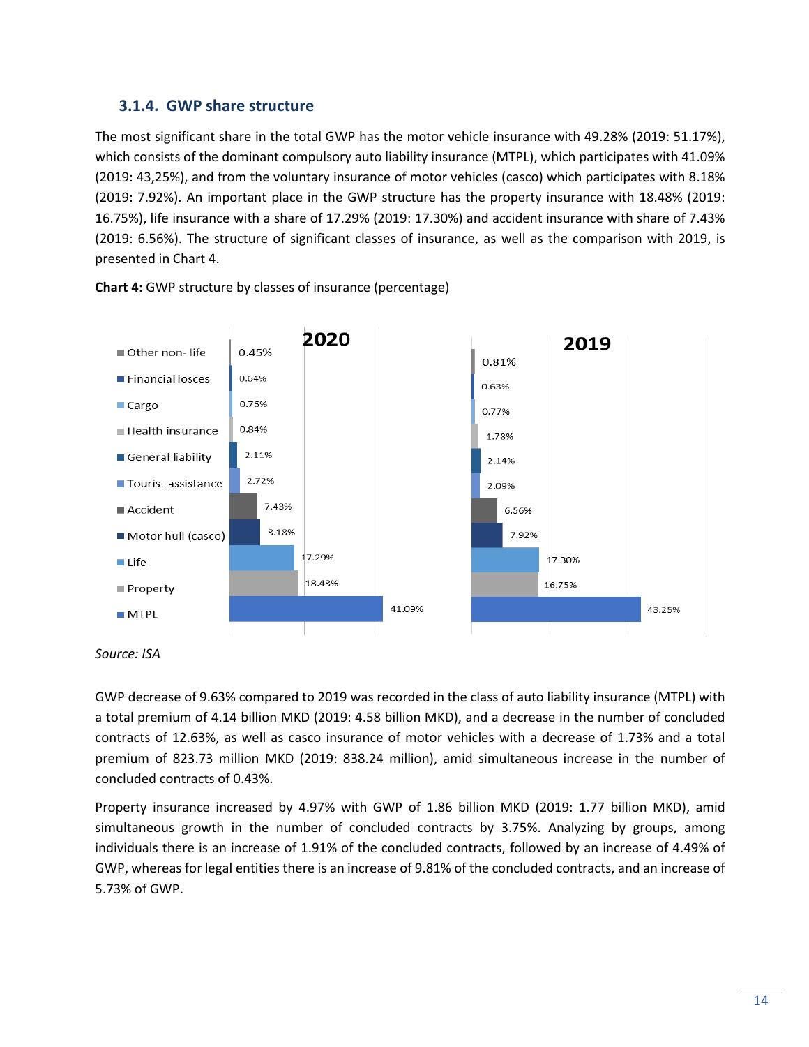### 3.1.4. GWP share structure

The most significant share in the total GWP has the motor vehicle insurance with 49.28% (2019: 51.17%), which consists of the dominant compulsory auto liability insurance (MTPL), which participates with 41.09% (2019: 43,25%), and from the voluntary insurance of motor vehicles (casco) which participates with 8.18% (2019: 7.92%). An important place in the GWP structure has the property insurance with 18.48% (2019: 16.75%), life insurance with a share of 17.29% (2019: 17.30%) and accident insurance with share of 7.43% (2019: 6.56%). The structure of significant classes of insurance, as well as the comparison with 2019, is presented in Chart 4.

**Chart 4:** GWP structure by classes of insurance (percentage)

| Class | 2020 | 2019 |
|---|---|---|
| Other non- life | 0.45% | 0.81% |
| Financial losces | 0.64% | 0.63% |
| Cargo | 0.76% | 0.77% |
| Health insurance | 0.84% | 1.78% |
| General liability | 2.11% | 2.14% |
| Tourist assistance | 2.72% | 2.09% |
| Accident | 7.43% | 6.56% |
| Motor hull (casco) | 8.18% | 7.92% |
| Life | 17.29% | 17.30% |
| Property | 18.48% | 16.75% |
| MTPL | 41.09% | 43.25% |

*Source: ISA*

GWP decrease of 9.63% compared to 2019 was recorded in the class of auto liability insurance (MTPL) with a total premium of 4.14 billion MKD (2019: 4.58 billion MKD), and a decrease in the number of concluded contracts of 12.63%, as well as casco insurance of motor vehicles with a decrease of 1.73% and a total premium of 823.73 million MKD (2019: 838.24 million), amid simultaneous increase in the number of concluded contracts of 0.43%.

Property insurance increased by 4.97% with GWP of 1.86 billion MKD (2019: 1.77 billion MKD), amid simultaneous growth in the number of concluded contracts by 3.75%. Analyzing by groups, among individuals there is an increase of 1.91% of the concluded contracts, followed by an increase of 4.49% of GWP, whereas for legal entities there is an increase of 9.81% of the concluded contracts, and an increase of 5.73% of GWP.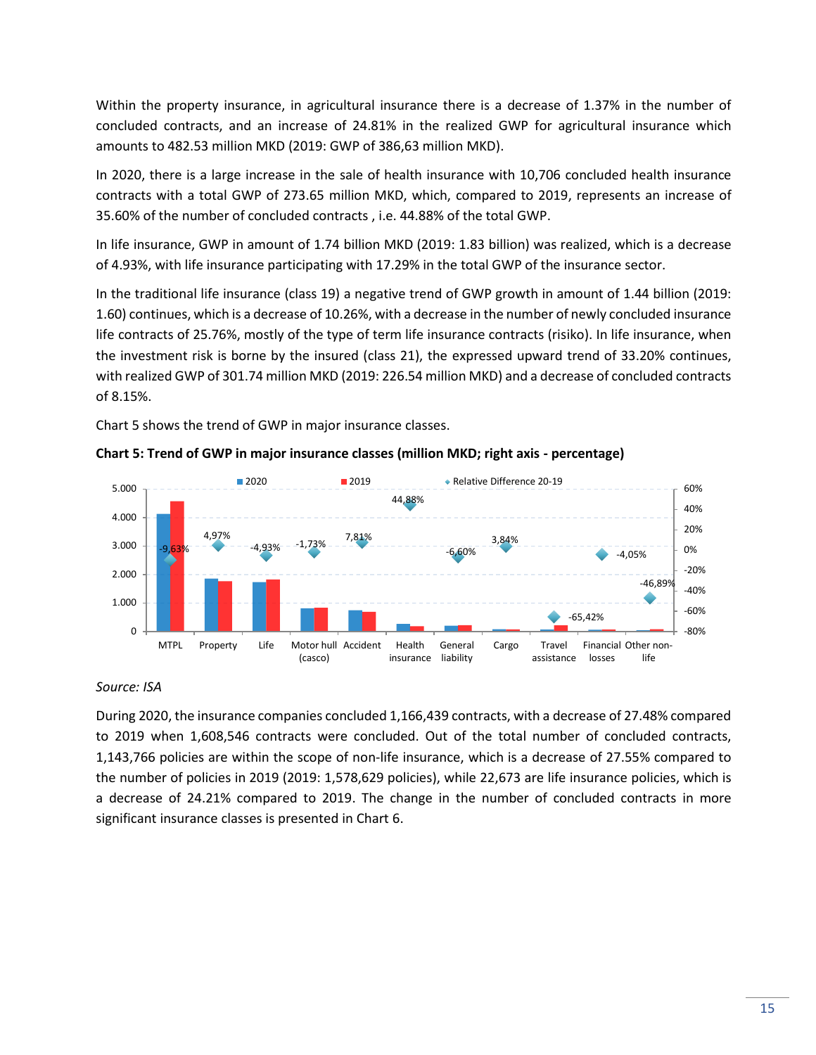Within the property insurance, in agricultural insurance there is a decrease of 1.37% in the number of concluded contracts, and an increase of 24.81% in the realized GWP for agricultural insurance which amounts to 482.53 million MKD (2019: GWP of 386,63 million MKD).

In 2020, there is a large increase in the sale of health insurance with 10,706 concluded health insurance contracts with a total GWP of 273.65 million MKD, which, compared to 2019, represents an increase of 35.60% of the number of concluded contracts , i.e. 44.88% of the total GWP.

In life insurance, GWP in amount of 1.74 billion MKD (2019: 1.83 billion) was realized, which is a decrease of 4.93%, with life insurance participating with 17.29% in the total GWP of the insurance sector.

In the traditional life insurance (class 19) a negative trend of GWP growth in amount of 1.44 billion (2019: 1.60) continues, which is a decrease of 10.26%, with a decrease in the number of newly concluded insurance life contracts of 25.76%, mostly of the type of term life insurance contracts (risiko). In life insurance, when the investment risk is borne by the insured (class 21), the expressed upward trend of 33.20% continues, with realized GWP of 301.74 million MKD (2019: 226.54 million MKD) and a decrease of concluded contracts of 8.15%.

Chart 5 shows the trend of GWP in major insurance classes.

**Chart 5: Trend of GWP in major insurance classes (million MKD; right axis - percentage)**

| Class | Relative Difference 20-19 |
|---|---|
| MTPL | -9,63% |
| Property | 4,97% |
| Life | -4,93% |
| Motor hull (casco) | -1,73% |
| Accident | 7,81% |
| Health insurance | 44,88% |
| General liability | -6,60% |
| Cargo | 3,84% |
| Travel assistance | -65,42% |
| Financial losses | -4,05% |
| Other non-life | -46,89% |

*Source: ISA*

During 2020, the insurance companies concluded 1,166,439 contracts, with a decrease of 27.48% compared to 2019 when 1,608,546 contracts were concluded. Out of the total number of concluded contracts, 1,143,766 policies are within the scope of non-life insurance, which is a decrease of 27.55% compared to the number of policies in 2019 (2019: 1,578,629 policies), while 22,673 are life insurance policies, which is a decrease of 24.21% compared to 2019. The change in the number of concluded contracts in more significant insurance classes is presented in Chart 6.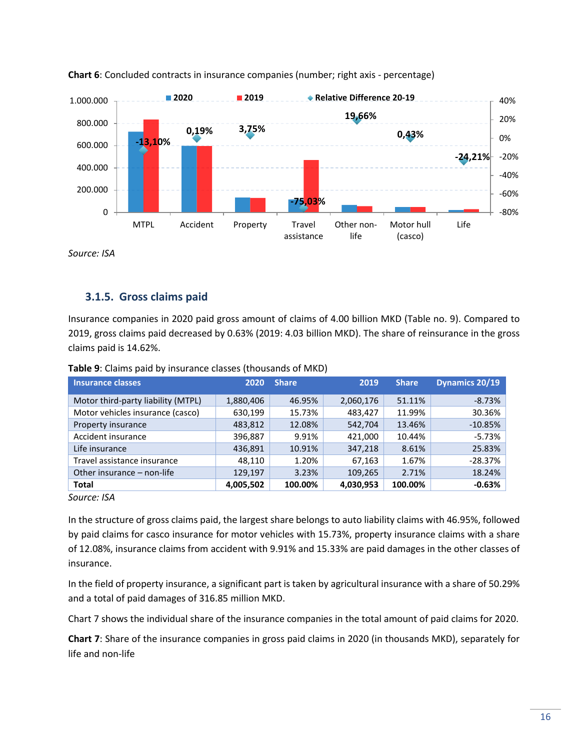**Chart 6**: Concluded contracts in insurance companies (number; right axis - percentage)

*Source: ISA*

### 3.1.5. Gross claims paid

Insurance companies in 2020 paid gross amount of claims of 4.00 billion MKD (Table no. 9). Compared to 2019, gross claims paid decreased by 0.63% (2019: 4.03 billion MKD). The share of reinsurance in the gross claims paid is 14.62%.

**Table 9**: Claims paid by insurance classes (thousands of MKD)

| Insurance classes | 2020 | Share | 2019 | Share | Dynamics 20/19 |
|---|---|---|---|---|---|
| Motor third-party liability (MTPL) | 1,880,406 | 46.95% | 2,060,176 | 51.11% | -8.73% |
| Motor vehicles insurance (casco) | 630,199 | 15.73% | 483,427 | 11.99% | 30.36% |
| Property insurance | 483,812 | 12.08% | 542,704 | 13.46% | -10.85% |
| Accident insurance | 396,887 | 9.91% | 421,000 | 10.44% | -5.73% |
| Life insurance | 436,891 | 10.91% | 347,218 | 8.61% | 25.83% |
| Travel assistance insurance | 48,110 | 1.20% | 67,163 | 1.67% | -28.37% |
| Other insurance – non-life | 129,197 | 3.23% | 109,265 | 2.71% | 18.24% |
| **Total** | **4,005,502** | **100.00%** | **4,030,953** | **100.00%** | **-0.63%** |

*Source: ISA*

In the structure of gross claims paid, the largest share belongs to auto liability claims with 46.95%, followed by paid claims for casco insurance for motor vehicles with 15.73%, property insurance claims with a share of 12.08%, insurance claims from accident with 9.91% and 15.33% are paid damages in the other classes of insurance.

In the field of property insurance, a significant part is taken by agricultural insurance with a share of 50.29% and a total of paid damages of 316.85 million MKD.

Chart 7 shows the individual share of the insurance companies in the total amount of paid claims for 2020.

**Chart 7**: Share of the insurance companies in gross paid claims in 2020 (in thousands MKD), separately for life and non-life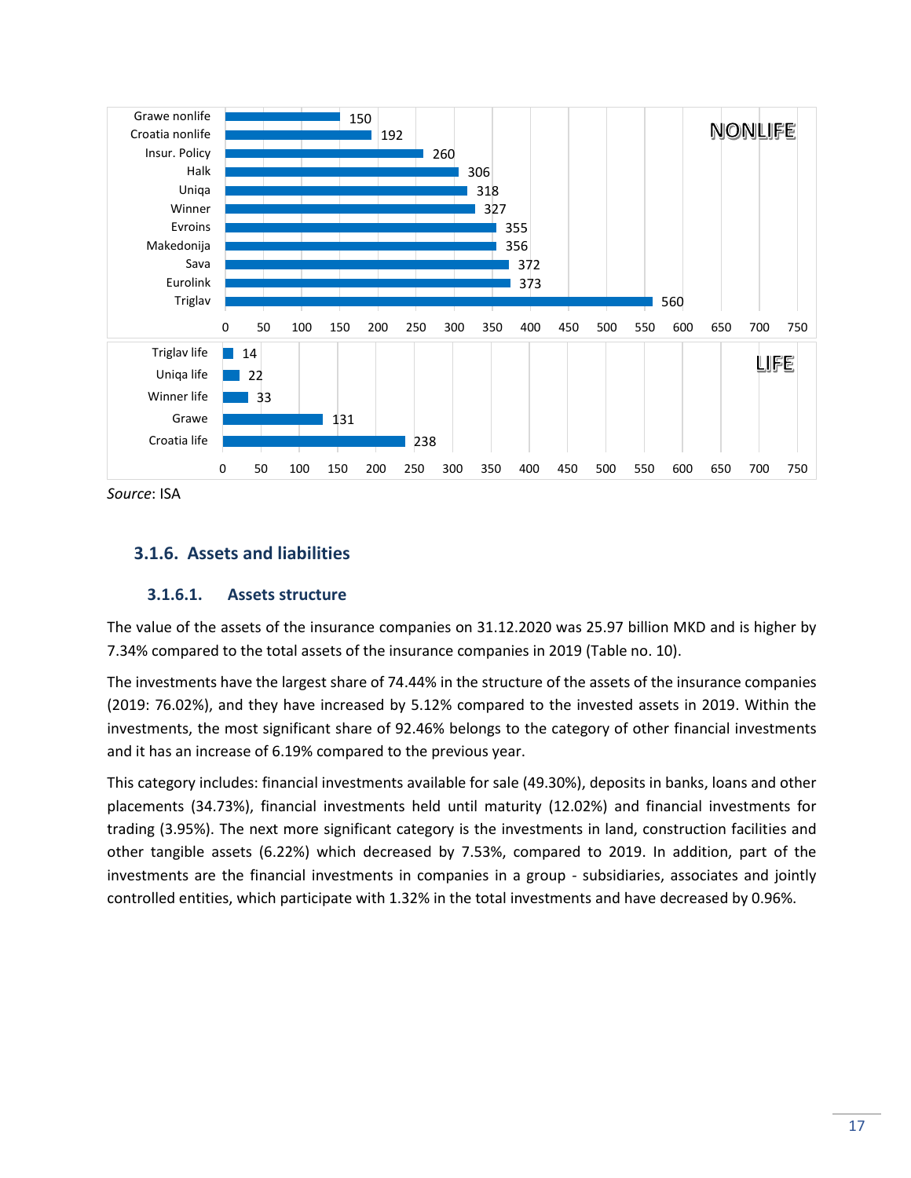| NONLIFE | |
|---|---|
| Grawe nonlife | 150 |
| Croatia nonlife | 192 |
| Insur. Policy | 260 |
| Halk | 306 |
| Uniqa | 318 |
| Winner | 327 |
| Evroins | 355 |
| Makedonija | 356 |
| Sava | 372 |
| Eurolink | 373 |
| Triglav | 560 |

| LIFE | |
|---|---|
| Triglav life | 14 |
| Uniqa life | 22 |
| Winner life | 33 |
| Grawe | 131 |
| Croatia life | 238 |

*Source*: ISA

## 3.1.6. Assets and liabilities

### 3.1.6.1. Assets structure

The value of the assets of the insurance companies on 31.12.2020 was 25.97 billion MKD and is higher by 7.34% compared to the total assets of the insurance companies in 2019 (Table no. 10).

The investments have the largest share of 74.44% in the structure of the assets of the insurance companies (2019: 76.02%), and they have increased by 5.12% compared to the invested assets in 2019. Within the investments, the most significant share of 92.46% belongs to the category of other financial investments and it has an increase of 6.19% compared to the previous year.

This category includes: financial investments available for sale (49.30%), deposits in banks, loans and other placements (34.73%), financial investments held until maturity (12.02%) and financial investments for trading (3.95%). The next more significant category is the investments in land, construction facilities and other tangible assets (6.22%) which decreased by 7.53%, compared to 2019. In addition, part of the investments are the financial investments in companies in a group - subsidiaries, associates and jointly controlled entities, which participate with 1.32% in the total investments and have decreased by 0.96%.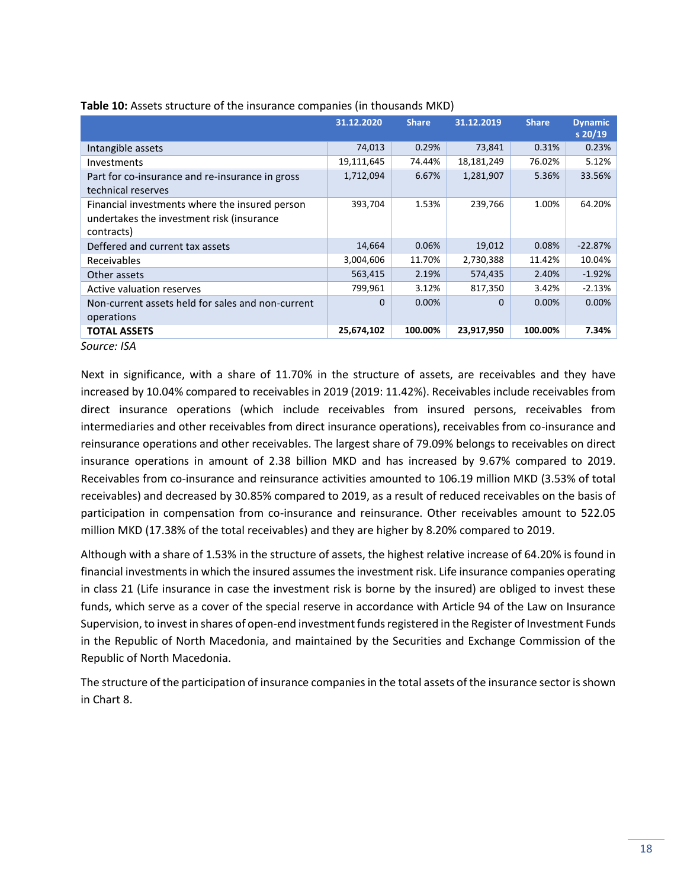**Table 10:** Assets structure of the insurance companies (in thousands MKD)

| | 31.12.2020 | Share | 31.12.2019 | Share | Dynamics 20/19 |
|---|---|---|---|---|---|
| Intangible assets | 74,013 | 0.29% | 73,841 | 0.31% | 0.23% |
| Investments | 19,111,645 | 74.44% | 18,181,249 | 76.02% | 5.12% |
| Part for co-insurance and re-insurance in gross technical reserves | 1,712,094 | 6.67% | 1,281,907 | 5.36% | 33.56% |
| Financial investments where the insured person undertakes the investment risk (insurance contracts) | 393,704 | 1.53% | 239,766 | 1.00% | 64.20% |
| Deffered and current tax assets | 14,664 | 0.06% | 19,012 | 0.08% | -22.87% |
| Receivables | 3,004,606 | 11.70% | 2,730,388 | 11.42% | 10.04% |
| Other assets | 563,415 | 2.19% | 574,435 | 2.40% | -1.92% |
| Active valuation reserves | 799,961 | 3.12% | 817,350 | 3.42% | -2.13% |
| Non-current assets held for sales and non-current operations | 0 | 0.00% | 0 | 0.00% | 0.00% |
| **TOTAL ASSETS** | **25,674,102** | **100.00%** | **23,917,950** | **100.00%** | **7.34%** |

*Source: ISA*

Next in significance, with a share of 11.70% in the structure of assets, are receivables and they have increased by 10.04% compared to receivables in 2019 (2019: 11.42%). Receivables include receivables from direct insurance operations (which include receivables from insured persons, receivables from intermediaries and other receivables from direct insurance operations), receivables from co-insurance and reinsurance operations and other receivables. The largest share of 79.09% belongs to receivables on direct insurance operations in amount of 2.38 billion MKD and has increased by 9.67% compared to 2019. Receivables from co-insurance and reinsurance activities amounted to 106.19 million MKD (3.53% of total receivables) and decreased by 30.85% compared to 2019, as a result of reduced receivables on the basis of participation in compensation from co-insurance and reinsurance. Other receivables amount to 522.05 million MKD (17.38% of the total receivables) and they are higher by 8.20% compared to 2019.

Although with a share of 1.53% in the structure of assets, the highest relative increase of 64.20% is found in financial investments in which the insured assumes the investment risk. Life insurance companies operating in class 21 (Life insurance in case the investment risk is borne by the insured) are obliged to invest these funds, which serve as a cover of the special reserve in accordance with Article 94 of the Law on Insurance Supervision, to invest in shares of open-end investment funds registered in the Register of Investment Funds in the Republic of North Macedonia, and maintained by the Securities and Exchange Commission of the Republic of North Macedonia.

The structure of the participation of insurance companies in the total assets of the insurance sector is shown in Chart 8.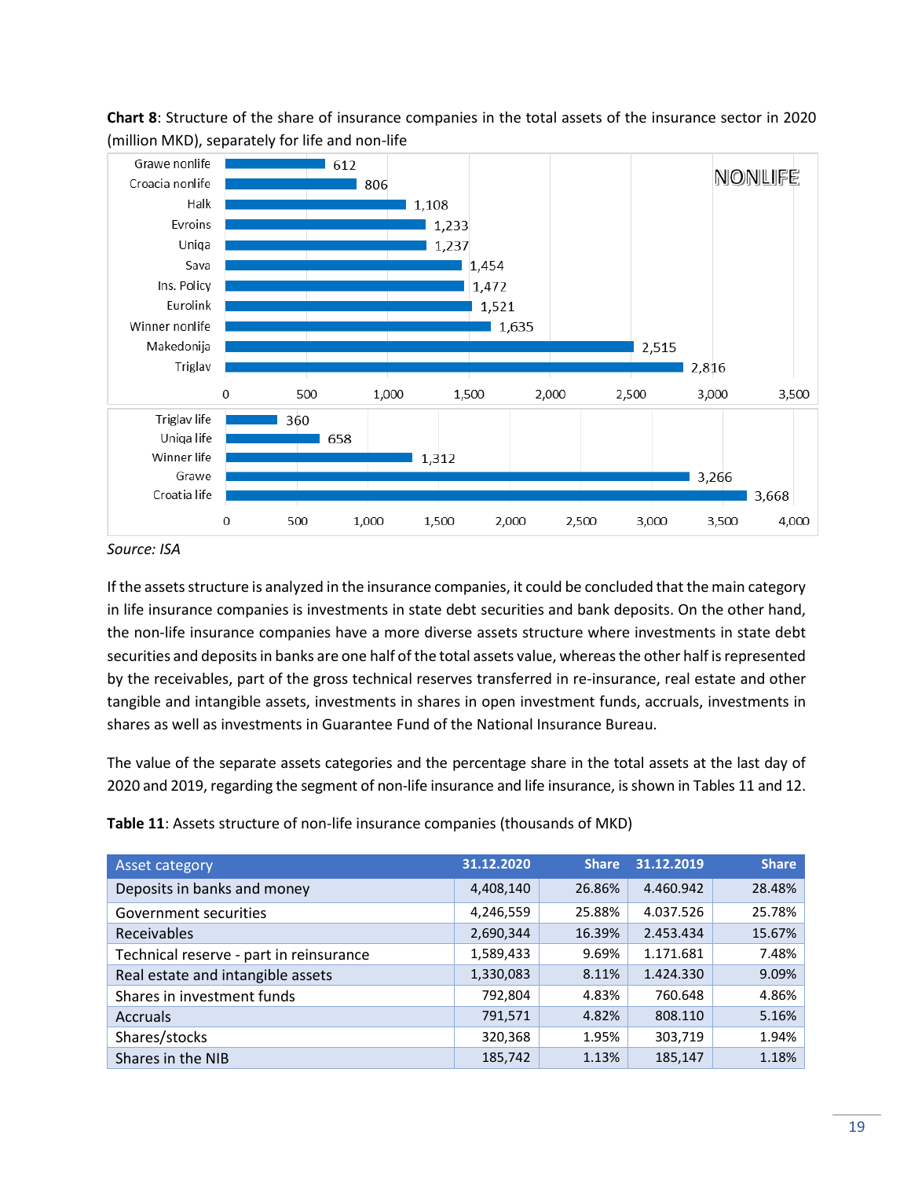**Chart 8**: Structure of the share of insurance companies in the total assets of the insurance sector in 2020 (million MKD), separately for life and non-life

NONLIFE

| Company | Value |
|---|---|
| Grawe nonlife | 612 |
| Croacia nonlife | 806 |
| Halk | 1,108 |
| Evroins | 1,233 |
| Uniqa | 1,237 |
| Sava | 1,454 |
| Ins. Policy | 1,472 |
| Eurolink | 1,521 |
| Winner nonlife | 1,635 |
| Makedonija | 2,515 |
| Triglav | 2,816 |

| Company | Value |
|---|---|
| Triglav life | 360 |
| Uniqa life | 658 |
| Winner life | 1,312 |
| Grawe | 3,266 |
| Croatia life | 3,668 |

*Source: ISA*

If the assets structure is analyzed in the insurance companies, it could be concluded that the main category in life insurance companies is investments in state debt securities and bank deposits. On the other hand, the non-life insurance companies have a more diverse assets structure where investments in state debt securities and deposits in banks are one half of the total assets value, whereas the other half is represented by the receivables, part of the gross technical reserves transferred in re-insurance, real estate and other tangible and intangible assets, investments in shares in open investment funds, accruals, investments in shares as well as investments in Guarantee Fund of the National Insurance Bureau.

The value of the separate assets categories and the percentage share in the total assets at the last day of 2020 and 2019, regarding the segment of non-life insurance and life insurance, is shown in Tables 11 and 12.

**Table 11**: Assets structure of non-life insurance companies (thousands of MKD)

| Asset category | 31.12.2020 | Share | 31.12.2019 | Share |
|---|---|---|---|---|
| Deposits in banks and money | 4,408,140 | 26.86% | 4.460.942 | 28.48% |
| Government securities | 4,246,559 | 25.88% | 4.037.526 | 25.78% |
| Receivables | 2,690,344 | 16.39% | 2.453.434 | 15.67% |
| Technical reserve - part in reinsurance | 1,589,433 | 9.69% | 1.171.681 | 7.48% |
| Real estate and intangible assets | 1,330,083 | 8.11% | 1.424.330 | 9.09% |
| Shares in investment funds | 792,804 | 4.83% | 760.648 | 4.86% |
| Accruals | 791,571 | 4.82% | 808.110 | 5.16% |
| Shares/stocks | 320,368 | 1.95% | 303,719 | 1.94% |
| Shares in the NIB | 185,742 | 1.13% | 185,147 | 1.18% |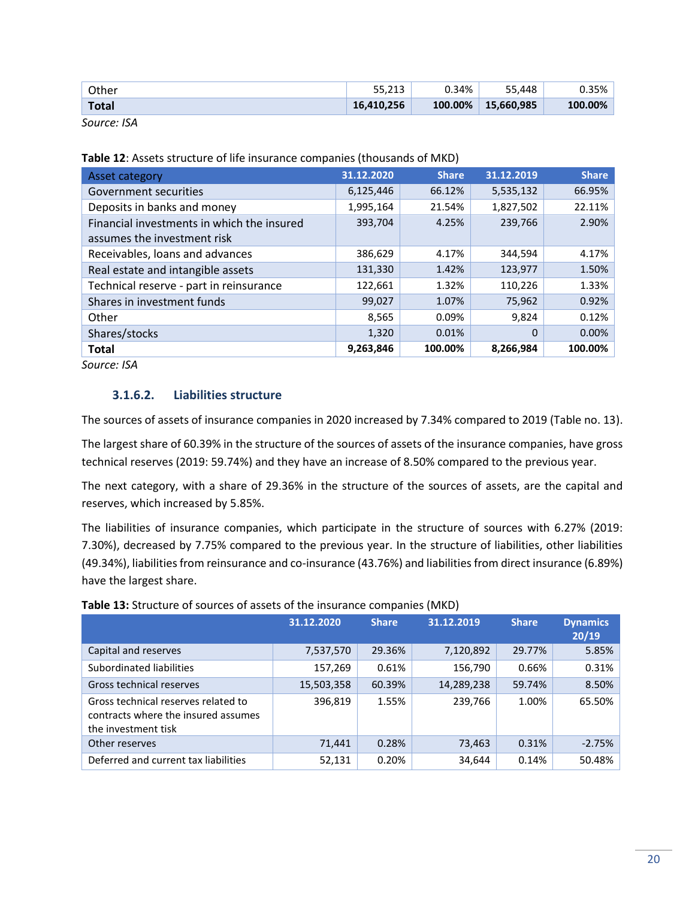| | | | | |
|---|---|---|---|---|
| Other | 55,213 | 0.34% | 55,448 | 0.35% |
| **Total** | **16,410,256** | **100.00%** | **15,660,985** | **100.00%** |

*Source: ISA*

**Table 12**: Assets structure of life insurance companies (thousands of MKD)

| Asset category | 31.12.2020 | Share | 31.12.2019 | Share |
|---|---|---|---|---|
| Government securities | 6,125,446 | 66.12% | 5,535,132 | 66.95% |
| Deposits in banks and money | 1,995,164 | 21.54% | 1,827,502 | 22.11% |
| Financial investments in which the insured assumes the investment risk | 393,704 | 4.25% | 239,766 | 2.90% |
| Receivables, loans and advances | 386,629 | 4.17% | 344,594 | 4.17% |
| Real estate and intangible assets | 131,330 | 1.42% | 123,977 | 1.50% |
| Technical reserve - part in reinsurance | 122,661 | 1.32% | 110,226 | 1.33% |
| Shares in investment funds | 99,027 | 1.07% | 75,962 | 0.92% |
| Other | 8,565 | 0.09% | 9,824 | 0.12% |
| Shares/stocks | 1,320 | 0.01% | 0 | 0.00% |
| **Total** | **9,263,846** | **100.00%** | **8,266,984** | **100.00%** |

*Source: ISA*

#### 3.1.6.2. Liabilities structure

The sources of assets of insurance companies in 2020 increased by 7.34% compared to 2019 (Table no. 13).

The largest share of 60.39% in the structure of the sources of assets of the insurance companies, have gross technical reserves (2019: 59.74%) and they have an increase of 8.50% compared to the previous year.

The next category, with a share of 29.36% in the structure of the sources of assets, are the capital and reserves, which increased by 5.85%.

The liabilities of insurance companies, which participate in the structure of sources with 6.27% (2019: 7.30%), decreased by 7.75% compared to the previous year. In the structure of liabilities, other liabilities (49.34%), liabilities from reinsurance and co-insurance (43.76%) and liabilities from direct insurance (6.89%) have the largest share.

**Table 13:** Structure of sources of assets of the insurance companies (MKD)

| | 31.12.2020 | Share | 31.12.2019 | Share | Dynamics 20/19 |
|---|---|---|---|---|---|
| Capital and reserves | 7,537,570 | 29.36% | 7,120,892 | 29.77% | 5.85% |
| Subordinated liabilities | 157,269 | 0.61% | 156,790 | 0.66% | 0.31% |
| Gross technical reserves | 15,503,358 | 60.39% | 14,289,238 | 59.74% | 8.50% |
| Gross technical reserves related to contracts where the insured assumes the investment tisk | 396,819 | 1.55% | 239,766 | 1.00% | 65.50% |
| Other reserves | 71,441 | 0.28% | 73,463 | 0.31% | -2.75% |
| Deferred and current tax liabilities | 52,131 | 0.20% | 34,644 | 0.14% | 50.48% |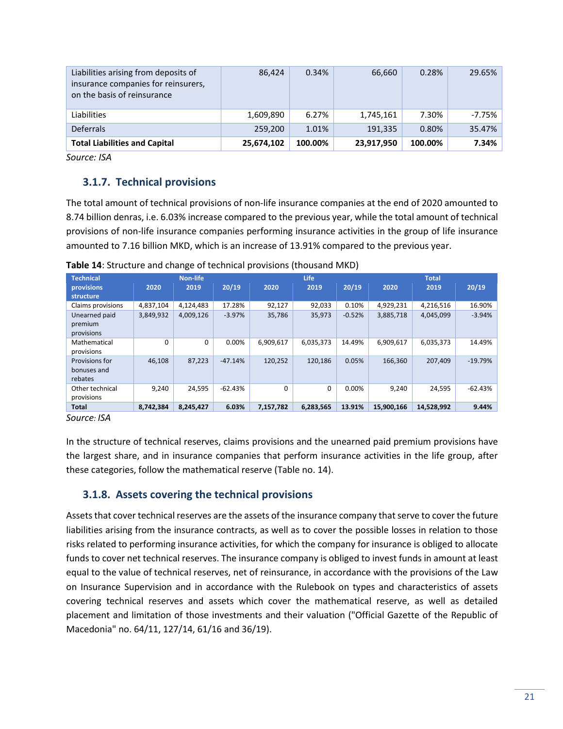| Liabilities arising from deposits of insurance companies for reinsurers, on the basis of reinsurance | 86,424 | 0.34% | 66,660 | 0.28% | 29.65% |
|---|---|---|---|---|---|
| Liabilities | 1,609,890 | 6.27% | 1,745,161 | 7.30% | -7.75% |
| Deferrals | 259,200 | 1.01% | 191,335 | 0.80% | 35.47% |
| **Total Liabilities and Capital** | **25,674,102** | **100.00%** | **23,917,950** | **100.00%** | **7.34%** |

*Source: ISA*

### 3.1.7. Technical provisions

The total amount of technical provisions of non-life insurance companies at the end of 2020 amounted to 8.74 billion denras, i.e. 6.03% increase compared to the previous year, while the total amount of technical provisions of non-life insurance companies performing insurance activities in the group of life insurance amounted to 7.16 billion MKD, which is an increase of 13.91% compared to the previous year.

**Table 14**: Structure and change of technical provisions (thousand MKD)

| Technical provisions structure | Non-life | | | Life | | | Total | | |
|---|---|---|---|---|---|---|---|---|---|
| | 2020 | 2019 | 20/19 | 2020 | 2019 | 20/19 | 2020 | 2019 | 20/19 |
| Claims provisions | 4,837,104 | 4,124,483 | 17.28% | 92,127 | 92,033 | 0.10% | 4,929,231 | 4,216,516 | 16.90% |
| Unearned paid premium provisions | 3,849,932 | 4,009,126 | -3.97% | 35,786 | 35,973 | -0.52% | 3,885,718 | 4,045,099 | -3.94% |
| Mathematical provisions | 0 | 0 | 0.00% | 6,909,617 | 6,035,373 | 14.49% | 6,909,617 | 6,035,373 | 14.49% |
| Provisions for bonuses and rebates | 46,108 | 87,223 | -47.14% | 120,252 | 120,186 | 0.05% | 166,360 | 207,409 | -19.79% |
| Other technical provisions | 9,240 | 24,595 | -62.43% | 0 | 0 | 0.00% | 9,240 | 24,595 | -62.43% |
| **Total** | **8,742,384** | **8,245,427** | **6.03%** | **7,157,782** | **6,283,565** | **13.91%** | **15,900,166** | **14,528,992** | **9.44%** |

*Source: ISA*

In the structure of technical reserves, claims provisions and the unearned paid premium provisions have the largest share, and in insurance companies that perform insurance activities in the life group, after these categories, follow the mathematical reserve (Table no. 14).

### 3.1.8. Assets covering the technical provisions

Assets that cover technical reserves are the assets of the insurance company that serve to cover the future liabilities arising from the insurance contracts, as well as to cover the possible losses in relation to those risks related to performing insurance activities, for which the company for insurance is obliged to allocate funds to cover net technical reserves. The insurance company is obliged to invest funds in amount at least equal to the value of technical reserves, net of reinsurance, in accordance with the provisions of the Law on Insurance Supervision and in accordance with the Rulebook on types and characteristics of assets covering technical reserves and assets which cover the mathematical reserve, as well as detailed placement and limitation of those investments and their valuation ("Official Gazette of the Republic of Macedonia" no. 64/11, 127/14, 61/16 and 36/19).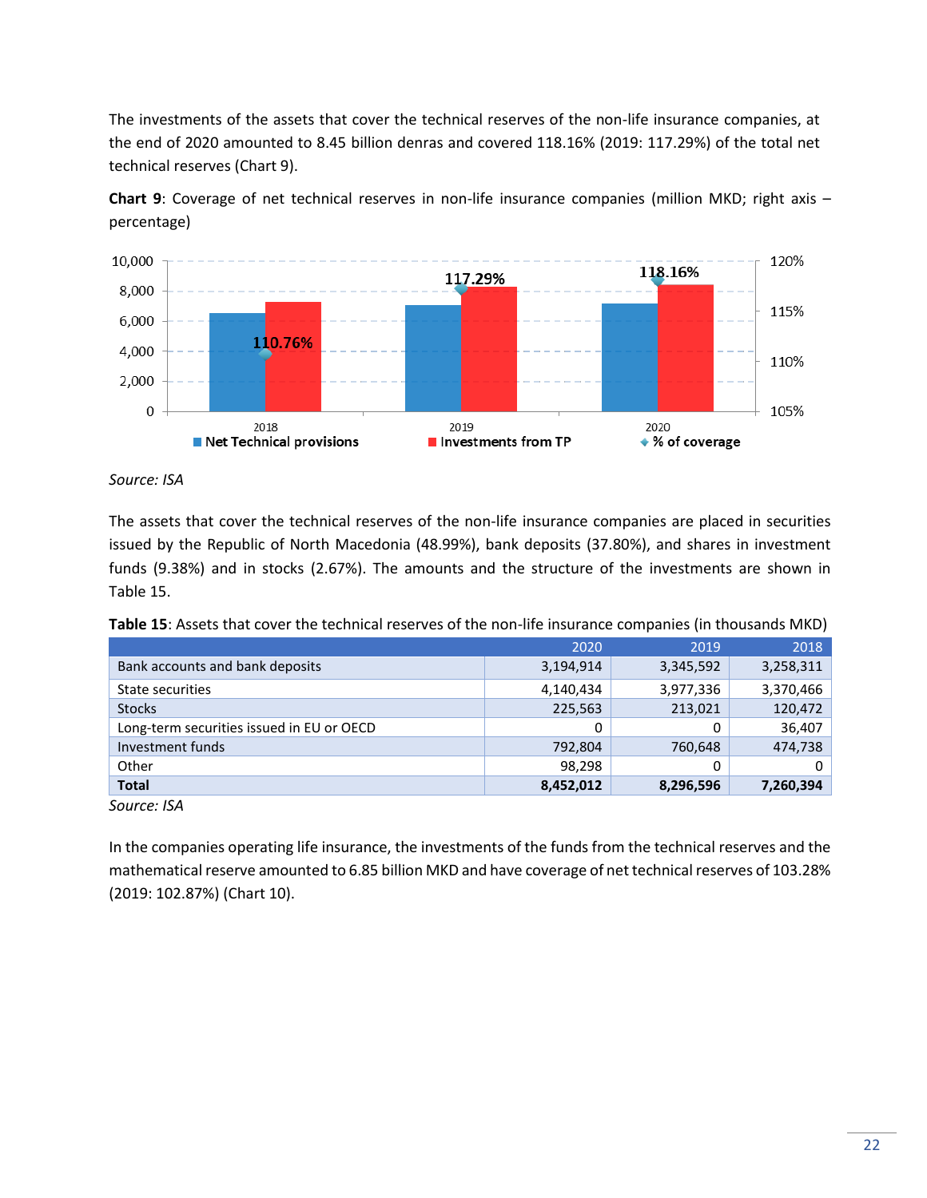The investments of the assets that cover the technical reserves of the non-life insurance companies, at the end of 2020 amounted to 8.45 billion denras and covered 118.16% (2019: 117.29%) of the total net technical reserves (Chart 9).

**Chart 9**: Coverage of net technical reserves in non-life insurance companies (million MKD; right axis – percentage)

Source: ISA

The assets that cover the technical reserves of the non-life insurance companies are placed in securities issued by the Republic of North Macedonia (48.99%), bank deposits (37.80%), and shares in investment funds (9.38%) and in stocks (2.67%). The amounts and the structure of the investments are shown in Table 15.

**Table 15**: Assets that cover the technical reserves of the non-life insurance companies (in thousands MKD)

| | 2020 | 2019 | 2018 |
|---|---|---|---|
| Bank accounts and bank deposits | 3,194,914 | 3,345,592 | 3,258,311 |
| State securities | 4,140,434 | 3,977,336 | 3,370,466 |
| Stocks | 225,563 | 213,021 | 120,472 |
| Long-term securities issued in EU or OECD | 0 | 0 | 36,407 |
| Investment funds | 792,804 | 760,648 | 474,738 |
| Other | 98,298 | 0 | 0 |
| **Total** | **8,452,012** | **8,296,596** | **7,260,394** |

*Source: ISA*

In the companies operating life insurance, the investments of the funds from the technical reserves and the mathematical reserve amounted to 6.85 billion MKD and have coverage of net technical reserves of 103.28% (2019: 102.87%) (Chart 10).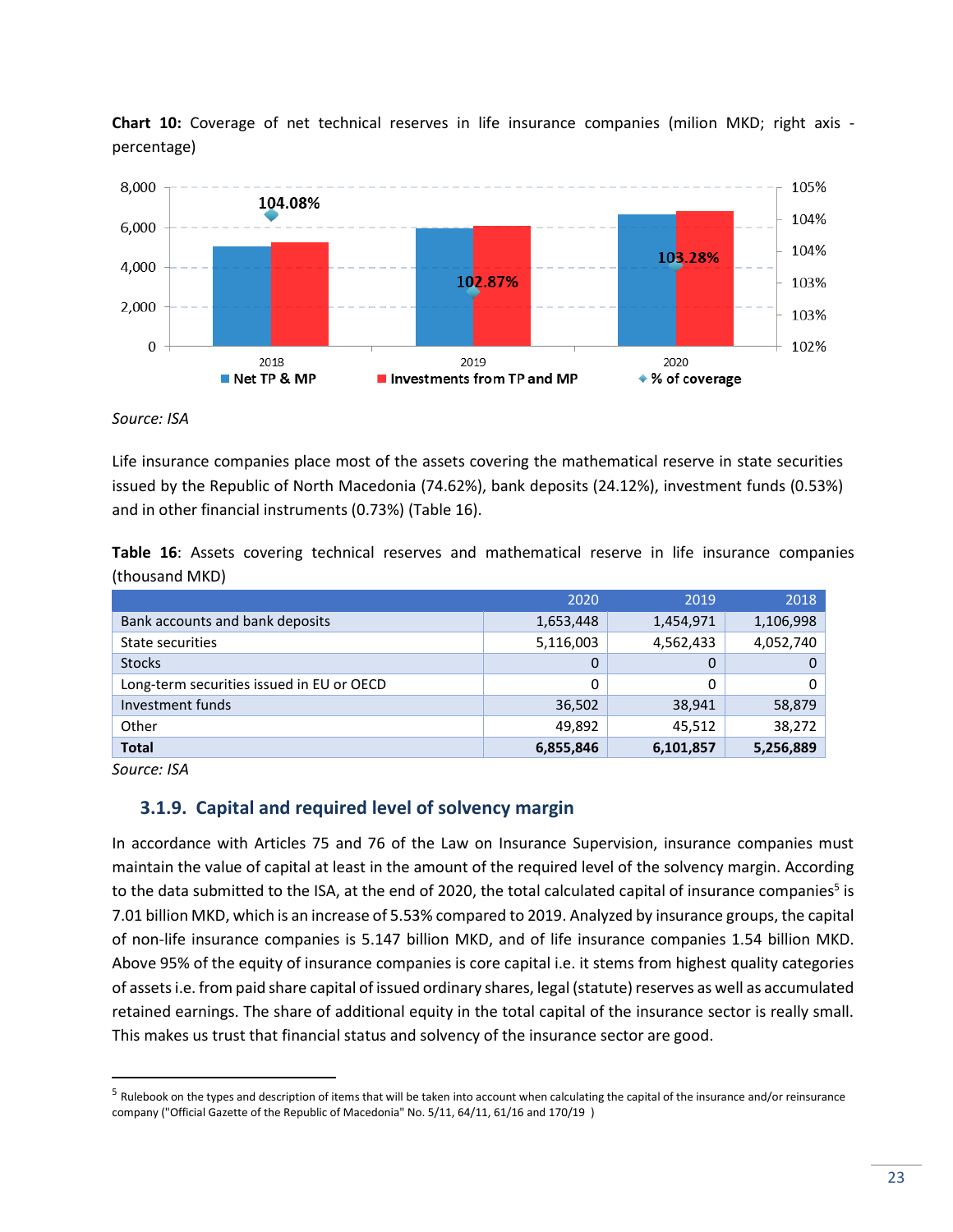**Chart 10:** Coverage of net technical reserves in life insurance companies (milion MKD; right axis - percentage)

*Source: ISA*

Life insurance companies place most of the assets covering the mathematical reserve in state securities issued by the Republic of North Macedonia (74.62%), bank deposits (24.12%), investment funds (0.53%) and in other financial instruments (0.73%) (Table 16).

**Table 16**: Assets covering technical reserves and mathematical reserve in life insurance companies (thousand MKD)

| | 2020 | 2019 | 2018 |
|---|---|---|---|
| Bank accounts and bank deposits | 1,653,448 | 1,454,971 | 1,106,998 |
| State securities | 5,116,003 | 4,562,433 | 4,052,740 |
| Stocks | 0 | 0 | 0 |
| Long-term securities issued in EU or OECD | 0 | 0 | 0 |
| Investment funds | 36,502 | 38,941 | 58,879 |
| Other | 49,892 | 45,512 | 38,272 |
| **Total** | **6,855,846** | **6,101,857** | **5,256,889** |

*Source: ISA*

### 3.1.9. Capital and required level of solvency margin

In accordance with Articles 75 and 76 of the Law on Insurance Supervision, insurance companies must maintain the value of capital at least in the amount of the required level of the solvency margin. According to the data submitted to the ISA, at the end of 2020, the total calculated capital of insurance companies[5] is 7.01 billion MKD, which is an increase of 5.53% compared to 2019. Analyzed by insurance groups, the capital of non-life insurance companies is 5.147 billion MKD, and of life insurance companies 1.54 billion MKD. Above 95% of the equity of insurance companies is core capital i.e. it stems from highest quality categories of assets i.e. from paid share capital of issued ordinary shares, legal (statute) reserves as well as accumulated retained earnings. The share of additional equity in the total capital of the insurance sector is really small. This makes us trust that financial status and solvency of the insurance sector are good.

[5] Rulebook on the types and description of items that will be taken into account when calculating the capital of the insurance and/or reinsurance company ("Official Gazette of the Republic of Macedonia" No. 5/11, 64/11, 61/16 and 170/19 )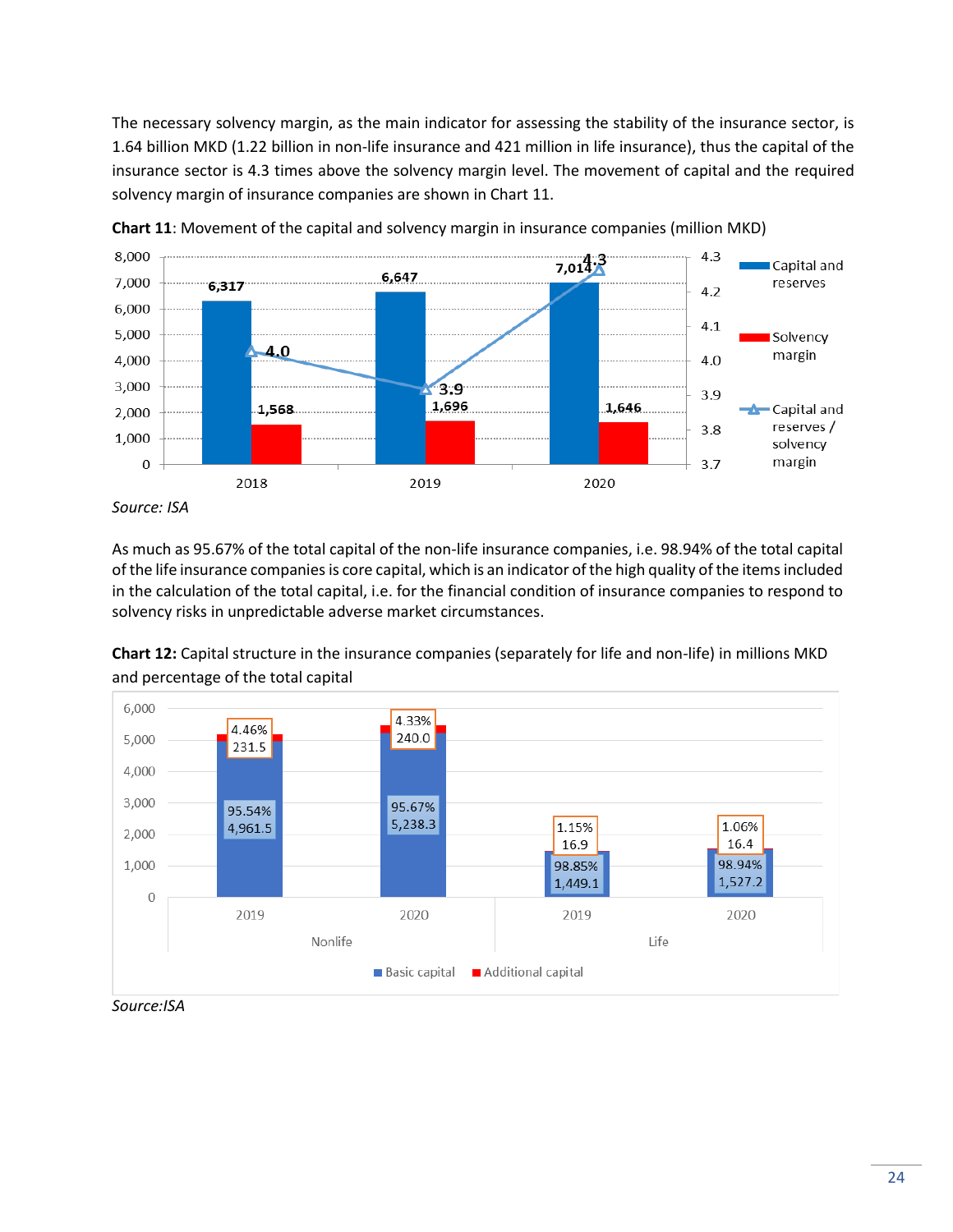The necessary solvency margin, as the main indicator for assessing the stability of the insurance sector, is 1.64 billion MKD (1.22 billion in non-life insurance and 421 million in life insurance), thus the capital of the insurance sector is 4.3 times above the solvency margin level. The movement of capital and the required solvency margin of insurance companies are shown in Chart 11.

**Chart 11**: Movement of the capital and solvency margin in insurance companies (million MKD)

| | 2018 | 2019 | 2020 |
|---|---|---|---|
| Capital and reserves | 6,317 | 6,647 | 7,014 |
| Solvency margin | 1,568 | 1,696 | 1,646 |
| Capital and reserves / solvency margin | 4.0 | 3.9 | 4.3 |

*Source: ISA*

As much as 95.67% of the total capital of the non-life insurance companies, i.e. 98.94% of the total capital of the life insurance companies is core capital, which is an indicator of the high quality of the items included in the calculation of the total capital, i.e. for the financial condition of insurance companies to respond to solvency risks in unpredictable adverse market circumstances.

**Chart 12:** Capital structure in the insurance companies (separately for life and non-life) in millions MKD and percentage of the total capital

| | Nonlife 2019 | Nonlife 2020 | Life 2019 | Life 2020 |
|---|---|---|---|---|
| Basic capital | 4,961.5 (95.54%) | 5,238.3 (95.67%) | 1,449.1 (98.85%) | 1,527.2 (98.94%) |
| Additional capital | 231.5 (4.46%) | 240.0 (4.33%) | 16.9 (1.15%) | 16.4 (1.06%) |

*Source:ISA*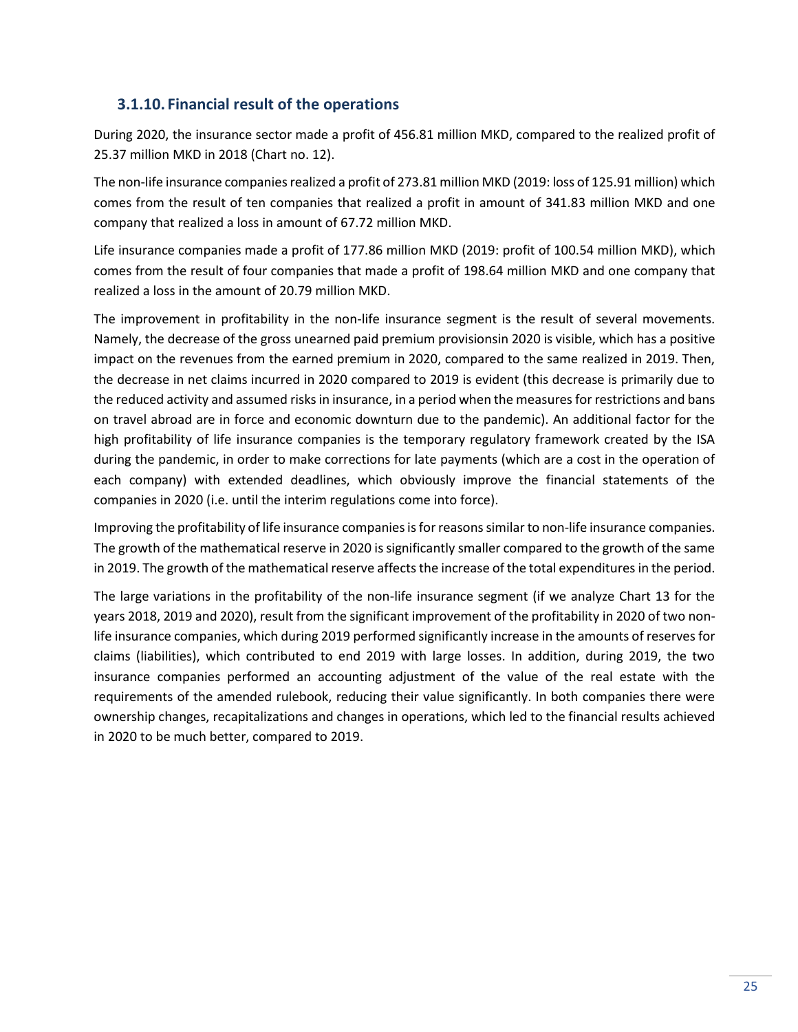### 3.1.10. Financial result of the operations

During 2020, the insurance sector made a profit of 456.81 million MKD, compared to the realized profit of 25.37 million MKD in 2018 (Chart no. 12).

The non-life insurance companies realized a profit of 273.81 million MKD (2019: loss of 125.91 million) which comes from the result of ten companies that realized a profit in amount of 341.83 million MKD and one company that realized a loss in amount of 67.72 million MKD.

Life insurance companies made a profit of 177.86 million MKD (2019: profit of 100.54 million MKD), which comes from the result of four companies that made a profit of 198.64 million MKD and one company that realized a loss in the amount of 20.79 million MKD.

The improvement in profitability in the non-life insurance segment is the result of several movements. Namely, the decrease of the gross unearned paid premium provisionsin 2020 is visible, which has a positive impact on the revenues from the earned premium in 2020, compared to the same realized in 2019. Then, the decrease in net claims incurred in 2020 compared to 2019 is evident (this decrease is primarily due to the reduced activity and assumed risks in insurance, in a period when the measures for restrictions and bans on travel abroad are in force and economic downturn due to the pandemic). An additional factor for the high profitability of life insurance companies is the temporary regulatory framework created by the ISA during the pandemic, in order to make corrections for late payments (which are a cost in the operation of each company) with extended deadlines, which obviously improve the financial statements of the companies in 2020 (i.e. until the interim regulations come into force).

Improving the profitability of life insurance companies is for reasons similar to non-life insurance companies. The growth of the mathematical reserve in 2020 is significantly smaller compared to the growth of the same in 2019. The growth of the mathematical reserve affects the increase of the total expenditures in the period.

The large variations in the profitability of the non-life insurance segment (if we analyze Chart 13 for the years 2018, 2019 and 2020), result from the significant improvement of the profitability in 2020 of two non-life insurance companies, which during 2019 performed significantly increase in the amounts of reserves for claims (liabilities), which contributed to end 2019 with large losses. In addition, during 2019, the two insurance companies performed an accounting adjustment of the value of the real estate with the requirements of the amended rulebook, reducing their value significantly. In both companies there were ownership changes, recapitalizations and changes in operations, which led to the financial results achieved in 2020 to be much better, compared to 2019.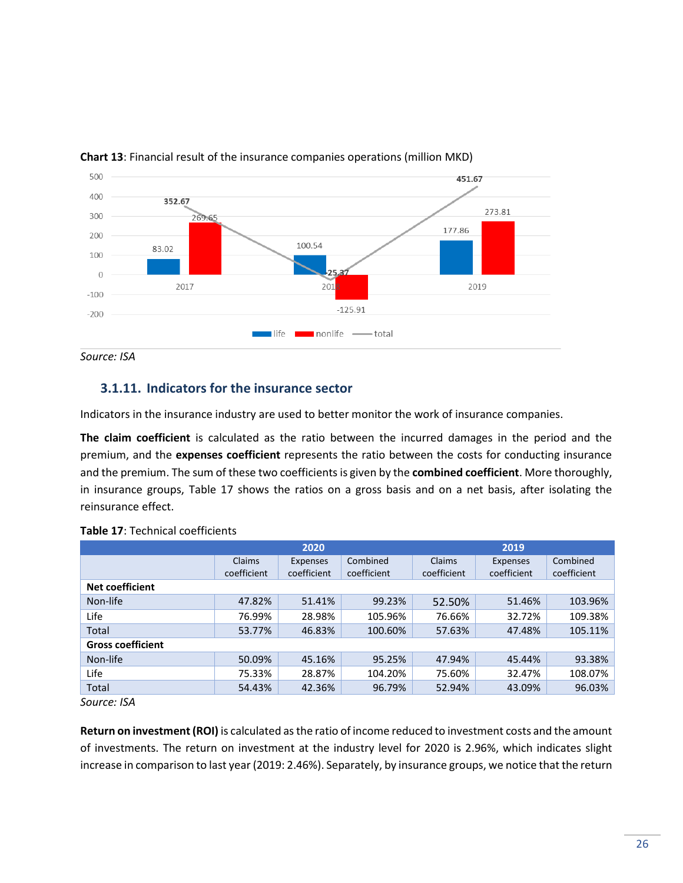**Chart 13**: Financial result of the insurance companies operations (million MKD)

| | 2017 | 2018 | 2019 |
|---|---|---|---|
| life | 83.02 | 100.54 | 177.86 |
| nonlife | 269.65 | -125.91 | 273.81 |
| total | 352.67 | -25.37 | 451.67 |

*Source: ISA*

### 3.1.11. Indicators for the insurance sector

Indicators in the insurance industry are used to better monitor the work of insurance companies.

**The claim coefficient** is calculated as the ratio between the incurred damages in the period and the premium, and the **expenses coefficient** represents the ratio between the costs for conducting insurance and the premium. The sum of these two coefficients is given by the **combined coefficient**. More thoroughly, in insurance groups, Table 17 shows the ratios on a gross basis and on a net basis, after isolating the reinsurance effect.

**Table 17**: Technical coefficients

| | 2020 | | | 2019 | | |
|---|---|---|---|---|---|---|
| | Claims coefficient | Expenses coefficient | Combined coefficient | Claims coefficient | Expenses coefficient | Combined coefficient |
| **Net coefficient** | | | | | | |
| Non-life | 47.82% | 51.41% | 99.23% | 52.50% | 51.46% | 103.96% |
| Life | 76.99% | 28.98% | 105.96% | 76.66% | 32.72% | 109.38% |
| Total | 53.77% | 46.83% | 100.60% | 57.63% | 47.48% | 105.11% |
| **Gross coefficient** | | | | | | |
| Non-life | 50.09% | 45.16% | 95.25% | 47.94% | 45.44% | 93.38% |
| Life | 75.33% | 28.87% | 104.20% | 75.60% | 32.47% | 108.07% |
| Total | 54.43% | 42.36% | 96.79% | 52.94% | 43.09% | 96.03% |

*Source: ISA*

**Return on investment (ROI)** is calculated as the ratio of income reduced to investment costs and the amount of investments. The return on investment at the industry level for 2020 is 2.96%, which indicates slight increase in comparison to last year (2019: 2.46%). Separately, by insurance groups, we notice that the return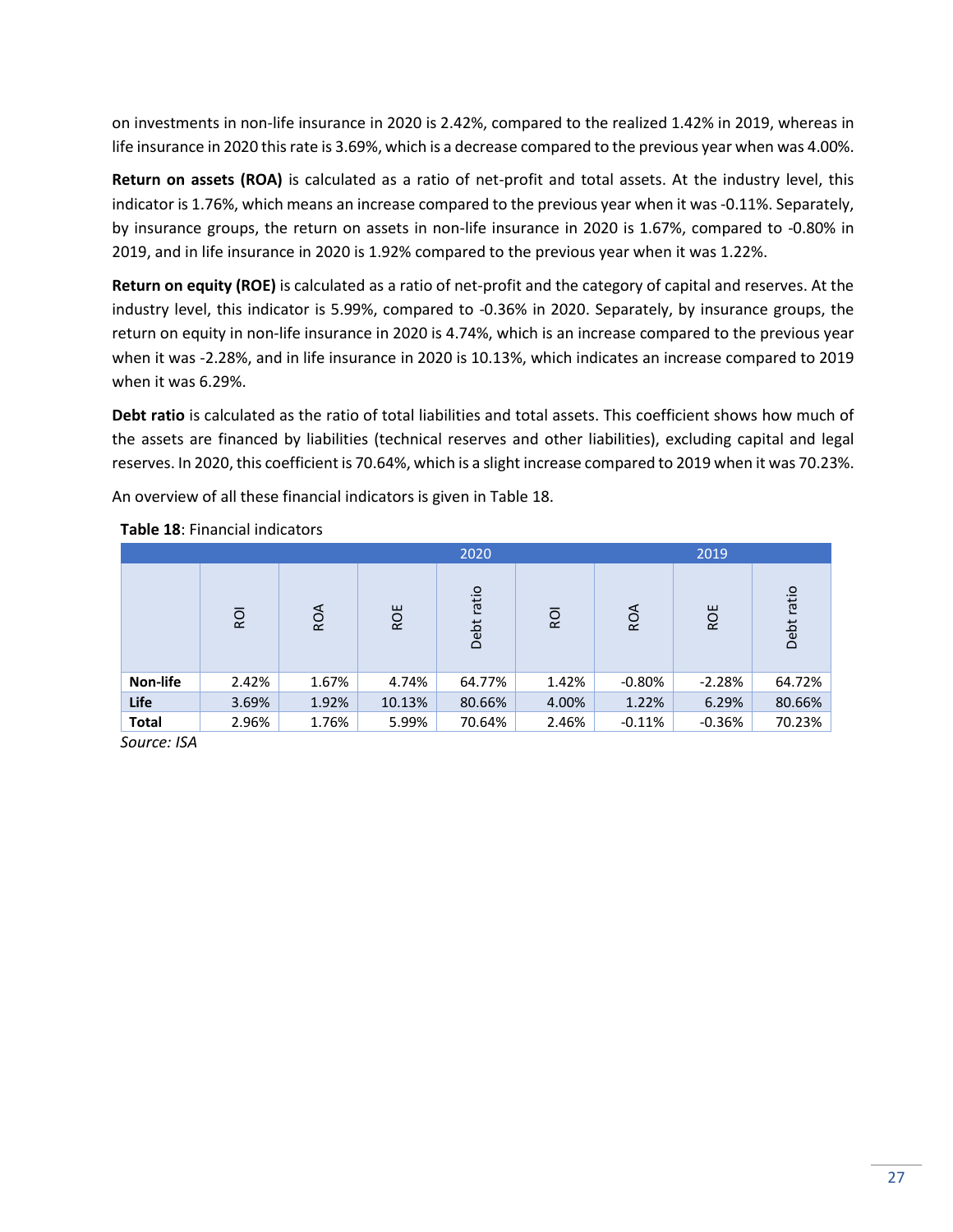on investments in non-life insurance in 2020 is 2.42%, compared to the realized 1.42% in 2019, whereas in life insurance in 2020 this rate is 3.69%, which is a decrease compared to the previous year when was 4.00%.

**Return on assets (ROA)** is calculated as a ratio of net-profit and total assets. At the industry level, this indicator is 1.76%, which means an increase compared to the previous year when it was -0.11%. Separately, by insurance groups, the return on assets in non-life insurance in 2020 is 1.67%, compared to -0.80% in 2019, and in life insurance in 2020 is 1.92% compared to the previous year when it was 1.22%.

**Return on equity (ROE)** is calculated as a ratio of net-profit and the category of capital and reserves. At the industry level, this indicator is 5.99%, compared to -0.36% in 2020. Separately, by insurance groups, the return on equity in non-life insurance in 2020 is 4.74%, which is an increase compared to the previous year when it was -2.28%, and in life insurance in 2020 is 10.13%, which indicates an increase compared to 2019 when it was 6.29%.

**Debt ratio** is calculated as the ratio of total liabilities and total assets. This coefficient shows how much of the assets are financed by liabilities (technical reserves and other liabilities), excluding capital and legal reserves. In 2020, this coefficient is 70.64%, which is a slight increase compared to 2019 when it was 70.23%.

An overview of all these financial indicators is given in Table 18.

**Table 18**: Financial indicators

| | 2020 | | | | 2019 | | | |
|---|---|---|---|---|---|---|---|---|
| | ROI | ROA | ROE | Debt ratio | ROI | ROA | ROE | Debt ratio |
| **Non-life** | 2.42% | 1.67% | 4.74% | 64.77% | 1.42% | -0.80% | -2.28% | 64.72% |
| **Life** | 3.69% | 1.92% | 10.13% | 80.66% | 4.00% | 1.22% | 6.29% | 80.66% |
| **Total** | 2.96% | 1.76% | 5.99% | 70.64% | 2.46% | -0.11% | -0.36% | 70.23% |

*Source: ISA*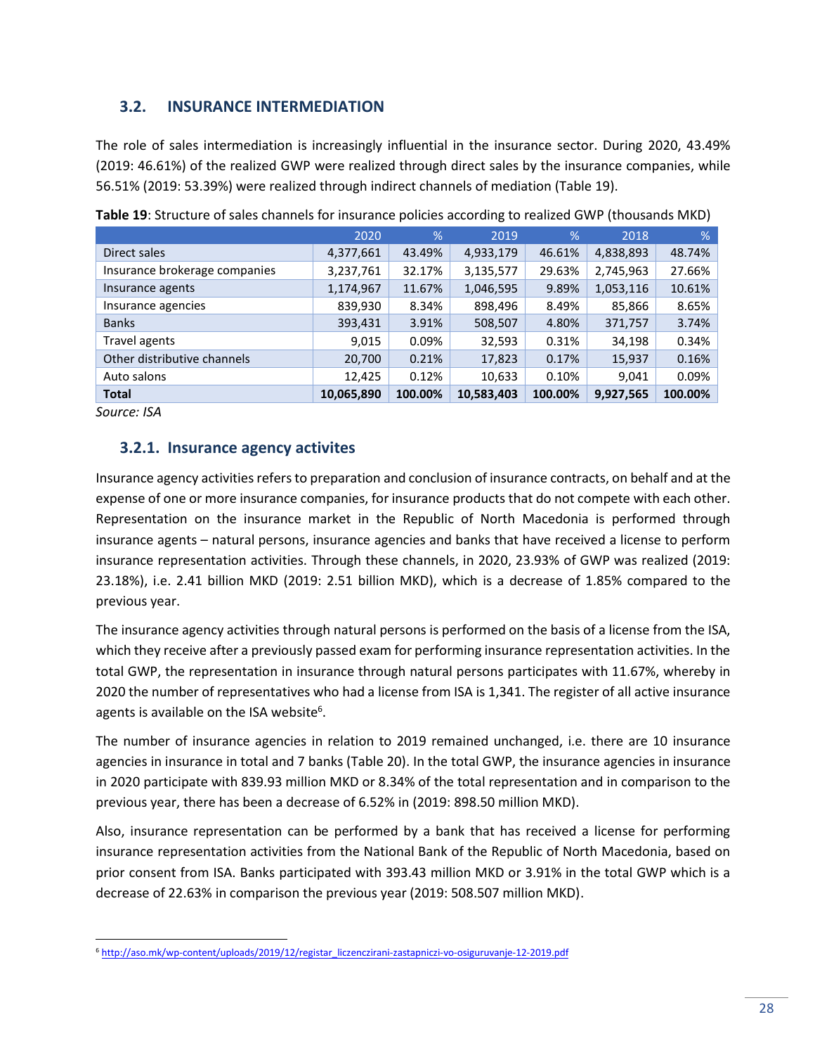## 3.2. INSURANCE INTERMEDIATION

The role of sales intermediation is increasingly influential in the insurance sector. During 2020, 43.49% (2019: 46.61%) of the realized GWP were realized through direct sales by the insurance companies, while 56.51% (2019: 53.39%) were realized through indirect channels of mediation (Table 19).

**Table 19**: Structure of sales channels for insurance policies according to realized GWP (thousands MKD)

| | 2020 | % | 2019 | % | 2018 | % |
|---|---|---|---|---|---|---|
| Direct sales | 4,377,661 | 43.49% | 4,933,179 | 46.61% | 4,838,893 | 48.74% |
| Insurance brokerage companies | 3,237,761 | 32.17% | 3,135,577 | 29.63% | 2,745,963 | 27.66% |
| Insurance agents | 1,174,967 | 11.67% | 1,046,595 | 9.89% | 1,053,116 | 10.61% |
| Insurance agencies | 839,930 | 8.34% | 898,496 | 8.49% | 85,866 | 8.65% |
| Banks | 393,431 | 3.91% | 508,507 | 4.80% | 371,757 | 3.74% |
| Travel agents | 9,015 | 0.09% | 32,593 | 0.31% | 34,198 | 0.34% |
| Other distributive channels | 20,700 | 0.21% | 17,823 | 0.17% | 15,937 | 0.16% |
| Auto salons | 12,425 | 0.12% | 10,633 | 0.10% | 9,041 | 0.09% |
| **Total** | **10,065,890** | **100.00%** | **10,583,403** | **100.00%** | **9,927,565** | **100.00%** |

*Source: ISA*

### 3.2.1. Insurance agency activites

Insurance agency activities refers to preparation and conclusion of insurance contracts, on behalf and at the expense of one or more insurance companies, for insurance products that do not compete with each other. Representation on the insurance market in the Republic of North Macedonia is performed through insurance agents – natural persons, insurance agencies and banks that have received a license to perform insurance representation activities. Through these channels, in 2020, 23.93% of GWP was realized (2019: 23.18%), i.e. 2.41 billion MKD (2019: 2.51 billion MKD), which is a decrease of 1.85% compared to the previous year.

The insurance agency activities through natural persons is performed on the basis of a license from the ISA, which they receive after a previously passed exam for performing insurance representation activities. In the total GWP, the representation in insurance through natural persons participates with 11.67%, whereby in 2020 the number of representatives who had a license from ISA is 1,341. The register of all active insurance agents is available on the ISA website[6].

The number of insurance agencies in relation to 2019 remained unchanged, i.e. there are 10 insurance agencies in insurance in total and 7 banks (Table 20). In the total GWP, the insurance agencies in insurance in 2020 participate with 839.93 million MKD or 8.34% of the total representation and in comparison to the previous year, there has been a decrease of 6.52% in (2019: 898.50 million MKD).

Also, insurance representation can be performed by a bank that has received a license for performing insurance representation activities from the National Bank of the Republic of North Macedonia, based on prior consent from ISA. Banks participated with 393.43 million MKD or 3.91% in the total GWP which is a decrease of 22.63% in comparison the previous year (2019: 508.507 million MKD).

[6] http://aso.mk/wp-content/uploads/2019/12/registar_liczenczirani-zastapniczi-vo-osiguruvanje-12-2019.pdf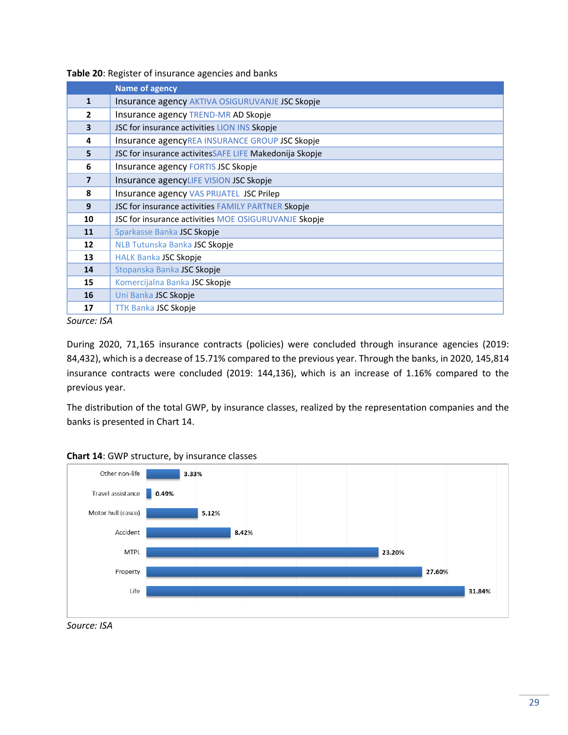**Table 20**: Register of insurance agencies and banks

| | Name of agency |
|---|---|
| 1 | Insurance agency AKTIVA OSIGURUVANJE JSC Skopje |
| 2 | Insurance agency TREND-MR AD Skopje |
| 3 | JSC for insurance activities LION INS Skopje |
| 4 | Insurance agencyREA INSURANCE GROUP JSC Skopje |
| 5 | JSC for insurance activitesSAFE LIFE Makedonija Skopje |
| 6 | Insurance agency FORTIS JSC Skopje |
| 7 | Insurance agencyLIFE VISION JSC Skopje |
| 8 | Insurance agency VAS PRIJATEL JSC Prilep |
| 9 | JSC for insurance activities FAMILY PARTNER Skopje |
| 10 | JSC for insurance activities MOE OSIGURUVANJE Skopje |
| 11 | Sparkasse Banka JSC Skopje |
| 12 | NLB Tutunska Banka JSC Skopje |
| 13 | HALK Banka JSC Skopje |
| 14 | Stopanska Banka JSC Skopje |
| 15 | Komercijalna Banka JSC Skopje |
| 16 | Uni Banka JSC Skopje |
| 17 | TTK Banka JSC Skopje |

*Source: ISA*

During 2020, 71,165 insurance contracts (policies) were concluded through insurance agencies (2019: 84,432), which is a decrease of 15.71% compared to the previous year. Through the banks, in 2020, 145,814 insurance contracts were concluded (2019: 144,136), which is an increase of 1.16% compared to the previous year.

The distribution of the total GWP, by insurance classes, realized by the representation companies and the banks is presented in Chart 14.

**Chart 14**: GWP structure, by insurance classes

| Insurance class | Share |
|---|---|
| Other non-life | 3.33% |
| Travel assistance | 0.49% |
| Motor hull (casco) | 5.12% |
| Accident | 8.42% |
| MTPL | 23.20% |
| Property | 27.60% |
| Life | 31.84% |

*Source: ISA*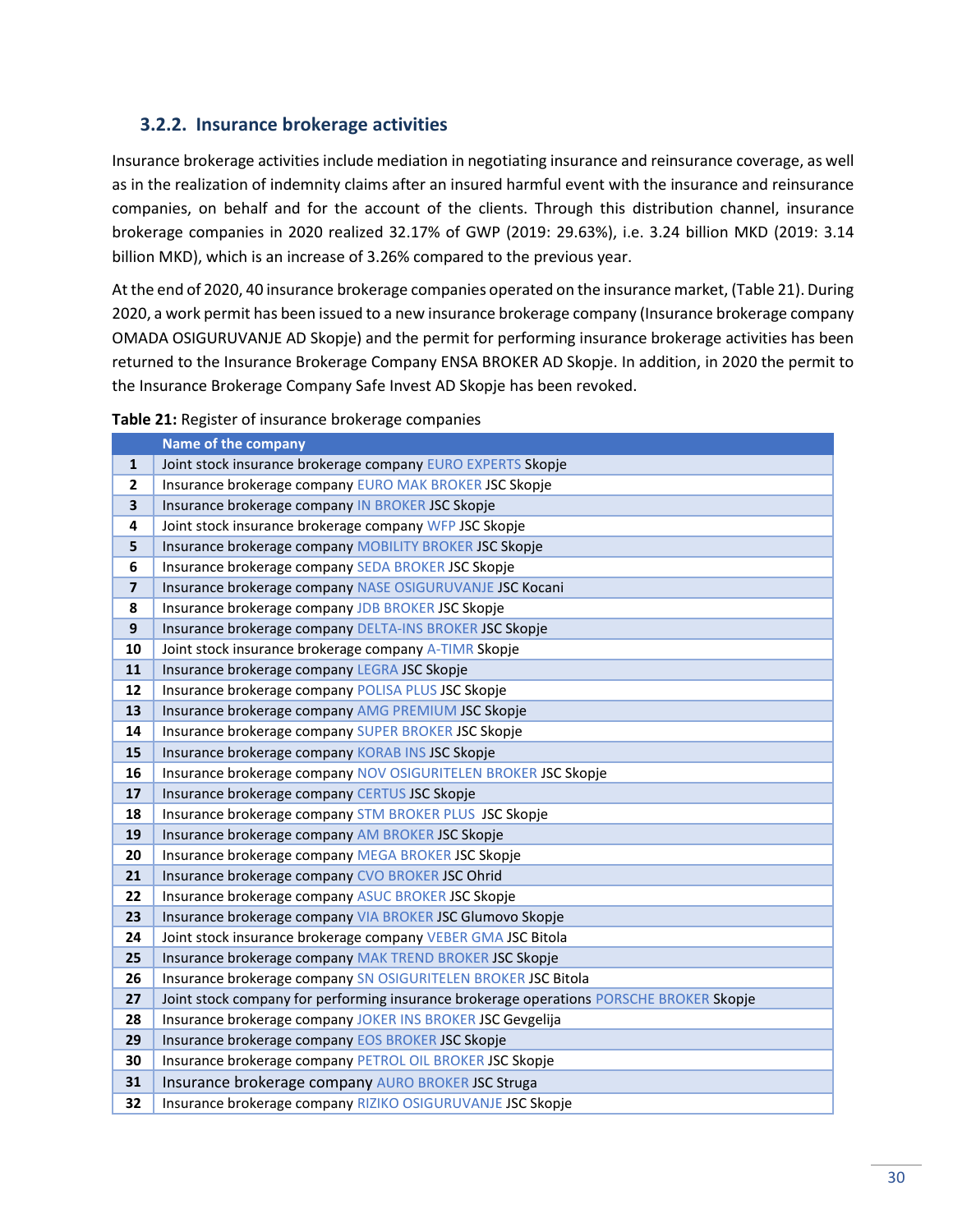### 3.2.2. Insurance brokerage activities

Insurance brokerage activities include mediation in negotiating insurance and reinsurance coverage, as well as in the realization of indemnity claims after an insured harmful event with the insurance and reinsurance companies, on behalf and for the account of the clients. Through this distribution channel, insurance brokerage companies in 2020 realized 32.17% of GWP (2019: 29.63%), i.e. 3.24 billion MKD (2019: 3.14 billion MKD), which is an increase of 3.26% compared to the previous year.

At the end of 2020, 40 insurance brokerage companies operated on the insurance market, (Table 21). During 2020, a work permit has been issued to a new insurance brokerage company (Insurance brokerage company OMADA OSIGURUVANJE AD Skopje) and the permit for performing insurance brokerage activities has been returned to the Insurance Brokerage Company ENSA BROKER AD Skopje. In addition, in 2020 the permit to the Insurance Brokerage Company Safe Invest AD Skopje has been revoked.

**Table 21:** Register of insurance brokerage companies

| | Name of the company |
|---|---|
| 1 | Joint stock insurance brokerage company EURO EXPERTS Skopje |
| 2 | Insurance brokerage company EURO MAK BROKER JSC Skopje |
| 3 | Insurance brokerage company IN BROKER JSC Skopje |
| 4 | Joint stock insurance brokerage company WFP JSC Skopje |
| 5 | Insurance brokerage company MOBILITY BROKER JSC Skopje |
| 6 | Insurance brokerage company SEDA BROKER JSC Skopje |
| 7 | Insurance brokerage company NASE OSIGURUVANJE JSC Kocani |
| 8 | Insurance brokerage company JDB BROKER JSC Skopje |
| 9 | Insurance brokerage company DELTA-INS BROKER JSC Skopje |
| 10 | Joint stock insurance brokerage company A-TIMR Skopje |
| 11 | Insurance brokerage company LEGRA JSC Skopje |
| 12 | Insurance brokerage company POLISA PLUS JSC Skopje |
| 13 | Insurance brokerage company AMG PREMIUM JSC Skopje |
| 14 | Insurance brokerage company SUPER BROKER JSC Skopje |
| 15 | Insurance brokerage company KORAB INS JSC Skopje |
| 16 | Insurance brokerage company NOV OSIGURITELEN BROKER JSC Skopje |
| 17 | Insurance brokerage company CERTUS JSC Skopje |
| 18 | Insurance brokerage company STM BROKER PLUS JSC Skopje |
| 19 | Insurance brokerage company AM BROKER JSC Skopje |
| 20 | Insurance brokerage company MEGA BROKER JSC Skopje |
| 21 | Insurance brokerage company CVO BROKER JSC Ohrid |
| 22 | Insurance brokerage company ASUC BROKER JSC Skopje |
| 23 | Insurance brokerage company VIA BROKER JSC Glumovo Skopje |
| 24 | Joint stock insurance brokerage company VEBER GMA JSC Bitola |
| 25 | Insurance brokerage company MAK TREND BROKER JSC Skopje |
| 26 | Insurance brokerage company SN OSIGURITELEN BROKER JSC Bitola |
| 27 | Joint stock company for performing insurance brokerage operations PORSCHE BROKER Skopje |
| 28 | Insurance brokerage company JOKER INS BROKER JSC Gevgelija |
| 29 | Insurance brokerage company EOS BROKER JSC Skopje |
| 30 | Insurance brokerage company PETROL OIL BROKER JSC Skopje |
| 31 | Insurance brokerage company AURO BROKER JSC Struga |
| 32 | Insurance brokerage company RIZIKO OSIGURUVANJE JSC Skopje |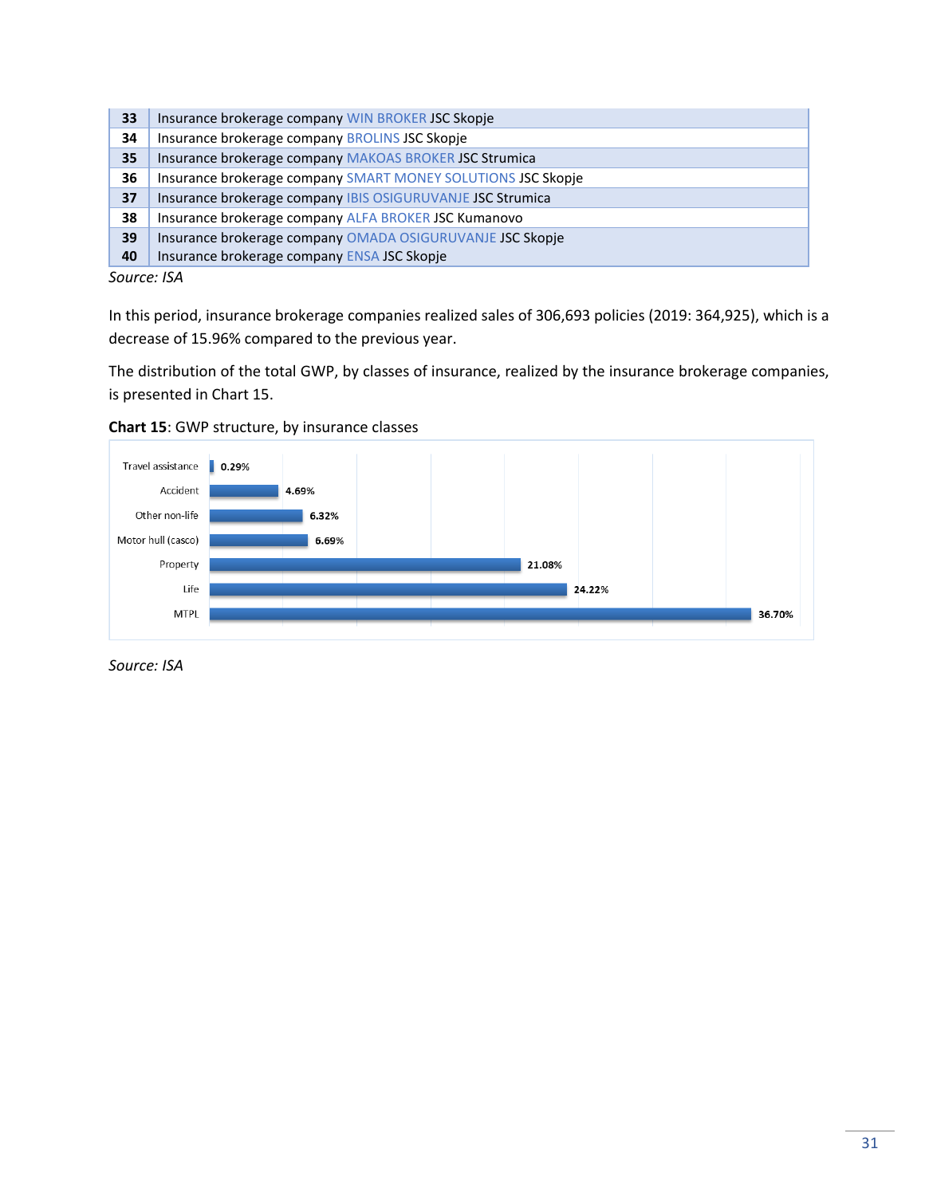| | |
|---|---|
| **33** | Insurance brokerage company WIN BROKER JSC Skopje |
| **34** | Insurance brokerage company BROLINS JSC Skopje |
| **35** | Insurance brokerage company MAKOAS BROKER JSC Strumica |
| **36** | Insurance brokerage company SMART MONEY SOLUTIONS JSC Skopje |
| **37** | Insurance brokerage company IBIS OSIGURUVANJE JSC Strumica |
| **38** | Insurance brokerage company ALFA BROKER JSC Kumanovo |
| **39** | Insurance brokerage company OMADA OSIGURUVANJE JSC Skopje |
| **40** | Insurance brokerage company ENSA JSC Skopje |

*Source: ISA*

In this period, insurance brokerage companies realized sales of 306,693 policies (2019: 364,925), which is a decrease of 15.96% compared to the previous year.

The distribution of the total GWP, by classes of insurance, realized by the insurance brokerage companies, is presented in Chart 15.

**Chart 15**: GWP structure, by insurance classes

| Insurance class | Share |
|---|---|
| Travel assistance | 0.29% |
| Accident | 4.69% |
| Other non-life | 6.32% |
| Motor hull (casco) | 6.69% |
| Property | 21.08% |
| Life | 24.22% |
| MTPL | 36.70% |

*Source: ISA*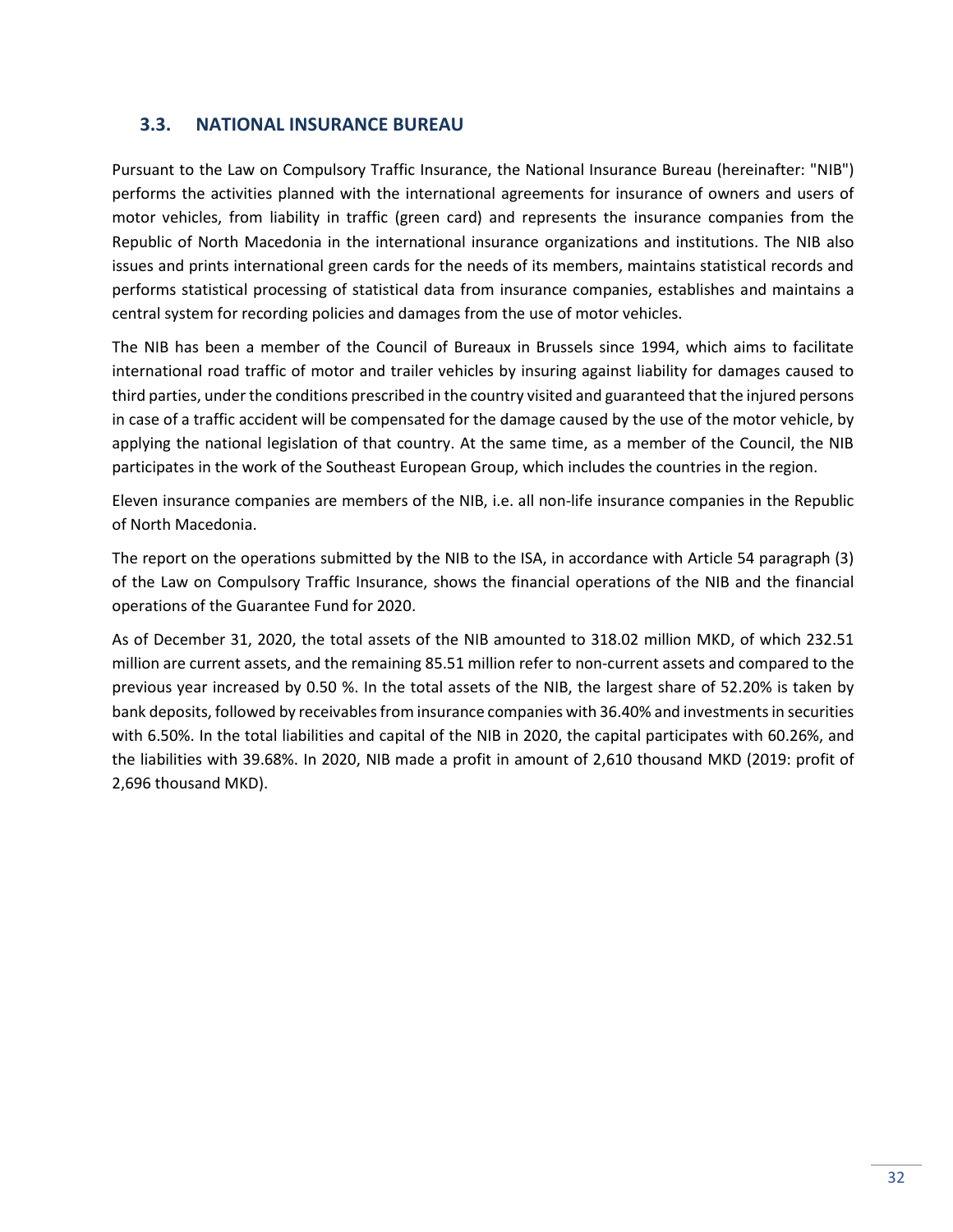## 3.3. NATIONAL INSURANCE BUREAU

Pursuant to the Law on Compulsory Traffic Insurance, the National Insurance Bureau (hereinafter: "NIB") performs the activities planned with the international agreements for insurance of owners and users of motor vehicles, from liability in traffic (green card) and represents the insurance companies from the Republic of North Macedonia in the international insurance organizations and institutions. The NIB also issues and prints international green cards for the needs of its members, maintains statistical records and performs statistical processing of statistical data from insurance companies, establishes and maintains a central system for recording policies and damages from the use of motor vehicles.

The NIB has been a member of the Council of Bureaux in Brussels since 1994, which aims to facilitate international road traffic of motor and trailer vehicles by insuring against liability for damages caused to third parties, under the conditions prescribed in the country visited and guaranteed that the injured persons in case of a traffic accident will be compensated for the damage caused by the use of the motor vehicle, by applying the national legislation of that country. At the same time, as a member of the Council, the NIB participates in the work of the Southeast European Group, which includes the countries in the region.

Eleven insurance companies are members of the NIB, i.e. all non-life insurance companies in the Republic of North Macedonia.

The report on the operations submitted by the NIB to the ISA, in accordance with Article 54 paragraph (3) of the Law on Compulsory Traffic Insurance, shows the financial operations of the NIB and the financial operations of the Guarantee Fund for 2020.

As of December 31, 2020, the total assets of the NIB amounted to 318.02 million MKD, of which 232.51 million are current assets, and the remaining 85.51 million refer to non-current assets and compared to the previous year increased by 0.50 %. In the total assets of the NIB, the largest share of 52.20% is taken by bank deposits, followed by receivables from insurance companies with 36.40% and investments in securities with 6.50%. In the total liabilities and capital of the NIB in 2020, the capital participates with 60.26%, and the liabilities with 39.68%. In 2020, NIB made a profit in amount of 2,610 thousand MKD (2019: profit of 2,696 thousand MKD).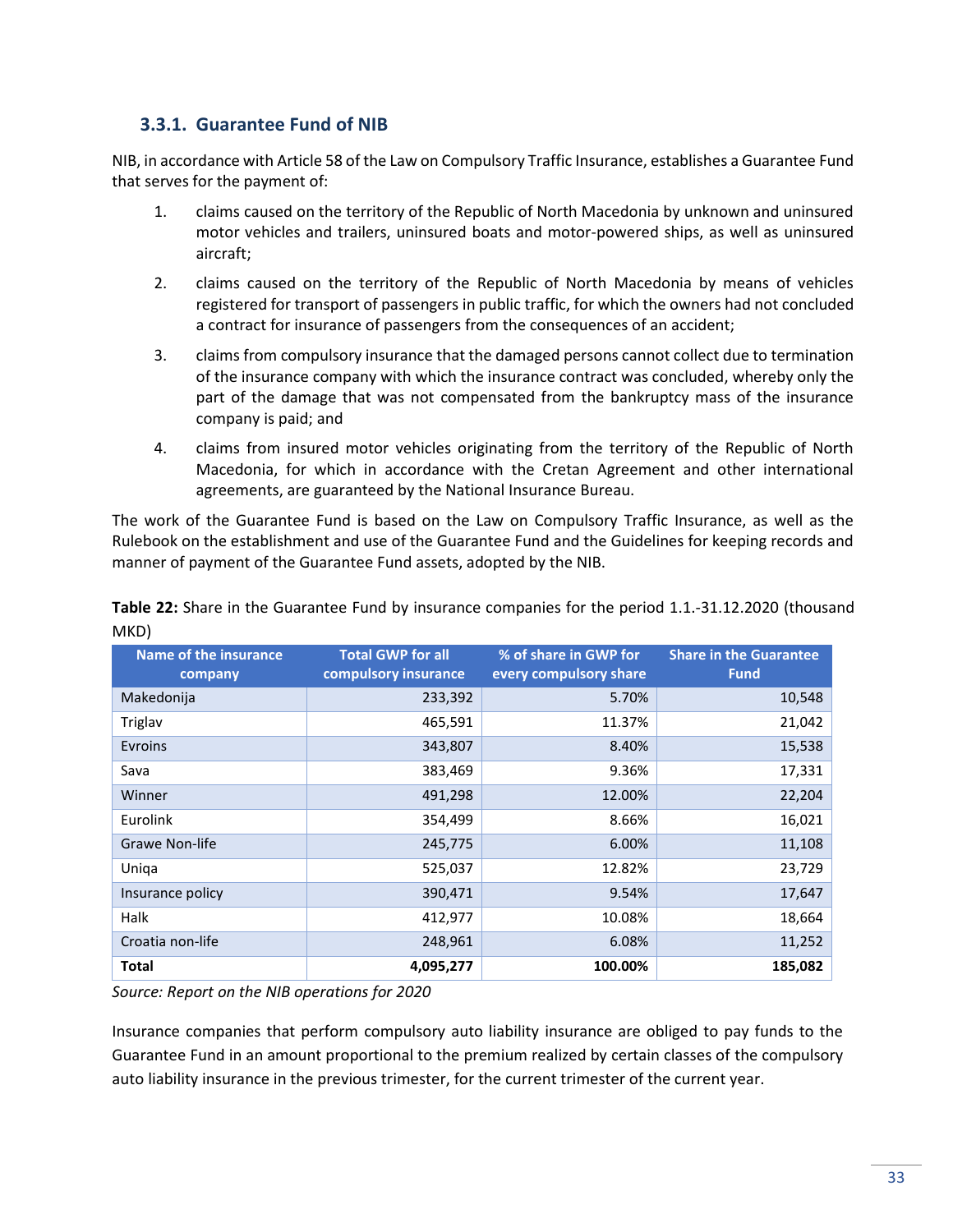### 3.3.1. Guarantee Fund of NIB

NIB, in accordance with Article 58 of the Law on Compulsory Traffic Insurance, establishes a Guarantee Fund that serves for the payment of:

1. claims caused on the territory of the Republic of North Macedonia by unknown and uninsured motor vehicles and trailers, uninsured boats and motor-powered ships, as well as uninsured aircraft;
2. claims caused on the territory of the Republic of North Macedonia by means of vehicles registered for transport of passengers in public traffic, for which the owners had not concluded a contract for insurance of passengers from the consequences of an accident;
3. claims from compulsory insurance that the damaged persons cannot collect due to termination of the insurance company with which the insurance contract was concluded, whereby only the part of the damage that was not compensated from the bankruptcy mass of the insurance company is paid; and
4. claims from insured motor vehicles originating from the territory of the Republic of North Macedonia, for which in accordance with the Cretan Agreement and other international agreements, are guaranteed by the National Insurance Bureau.

The work of the Guarantee Fund is based on the Law on Compulsory Traffic Insurance, as well as the Rulebook on the establishment and use of the Guarantee Fund and the Guidelines for keeping records and manner of payment of the Guarantee Fund assets, adopted by the NIB.

**Table 22:** Share in the Guarantee Fund by insurance companies for the period 1.1.-31.12.2020 (thousand MKD)

| Name of the insurance company | Total GWP for all compulsory insurance | % of share in GWP for every compulsory share | Share in the Guarantee Fund |
|---|---|---|---|
| Makedonija | 233,392 | 5.70% | 10,548 |
| Triglav | 465,591 | 11.37% | 21,042 |
| Evroins | 343,807 | 8.40% | 15,538 |
| Sava | 383,469 | 9.36% | 17,331 |
| Winner | 491,298 | 12.00% | 22,204 |
| Eurolink | 354,499 | 8.66% | 16,021 |
| Grawe Non-life | 245,775 | 6.00% | 11,108 |
| Uniqa | 525,037 | 12.82% | 23,729 |
| Insurance policy | 390,471 | 9.54% | 17,647 |
| Halk | 412,977 | 10.08% | 18,664 |
| Croatia non-life | 248,961 | 6.08% | 11,252 |
| **Total** | **4,095,277** | **100.00%** | **185,082** |

*Source: Report on the NIB operations for 2020*

Insurance companies that perform compulsory auto liability insurance are obliged to pay funds to the Guarantee Fund in an amount proportional to the premium realized by certain classes of the compulsory auto liability insurance in the previous trimester, for the current trimester of the current year.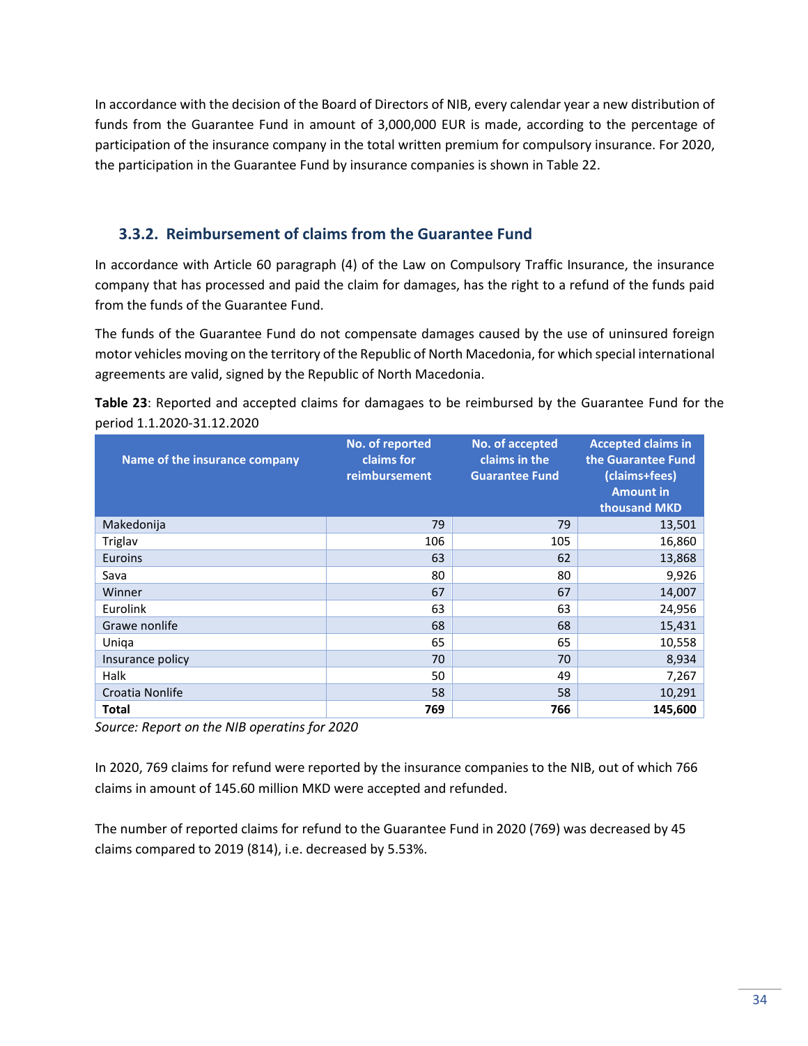In accordance with the decision of the Board of Directors of NIB, every calendar year a new distribution of funds from the Guarantee Fund in amount of 3,000,000 EUR is made, according to the percentage of participation of the insurance company in the total written premium for compulsory insurance. For 2020, the participation in the Guarantee Fund by insurance companies is shown in Table 22.

### 3.3.2. Reimbursement of claims from the Guarantee Fund

In accordance with Article 60 paragraph (4) of the Law on Compulsory Traffic Insurance, the insurance company that has processed and paid the claim for damages, has the right to a refund of the funds paid from the funds of the Guarantee Fund.

The funds of the Guarantee Fund do not compensate damages caused by the use of uninsured foreign motor vehicles moving on the territory of the Republic of North Macedonia, for which special international agreements are valid, signed by the Republic of North Macedonia.

**Table 23**: Reported and accepted claims for damagaes to be reimbursed by the Guarantee Fund for the period 1.1.2020-31.12.2020

| Name of the insurance company | No. of reported claims for reimbursement | No. of accepted claims in the Guarantee Fund | Accepted claims in the Guarantee Fund (claims+fees) Amount in thousand MKD |
|---|---:|---:|---:|
| Makedonija | 79 | 79 | 13,501 |
| Triglav | 106 | 105 | 16,860 |
| Euroins | 63 | 62 | 13,868 |
| Sava | 80 | 80 | 9,926 |
| Winner | 67 | 67 | 14,007 |
| Eurolink | 63 | 63 | 24,956 |
| Grawe nonlife | 68 | 68 | 15,431 |
| Uniqa | 65 | 65 | 10,558 |
| Insurance policy | 70 | 70 | 8,934 |
| Halk | 50 | 49 | 7,267 |
| Croatia Nonlife | 58 | 58 | 10,291 |
| **Total** | **769** | **766** | **145,600** |

*Source: Report on the NIB operatins for 2020*

In 2020, 769 claims for refund were reported by the insurance companies to the NIB, out of which 766 claims in amount of 145.60 million MKD were accepted and refunded.

The number of reported claims for refund to the Guarantee Fund in 2020 (769) was decreased by 45 claims compared to 2019 (814), i.e. decreased by 5.53%.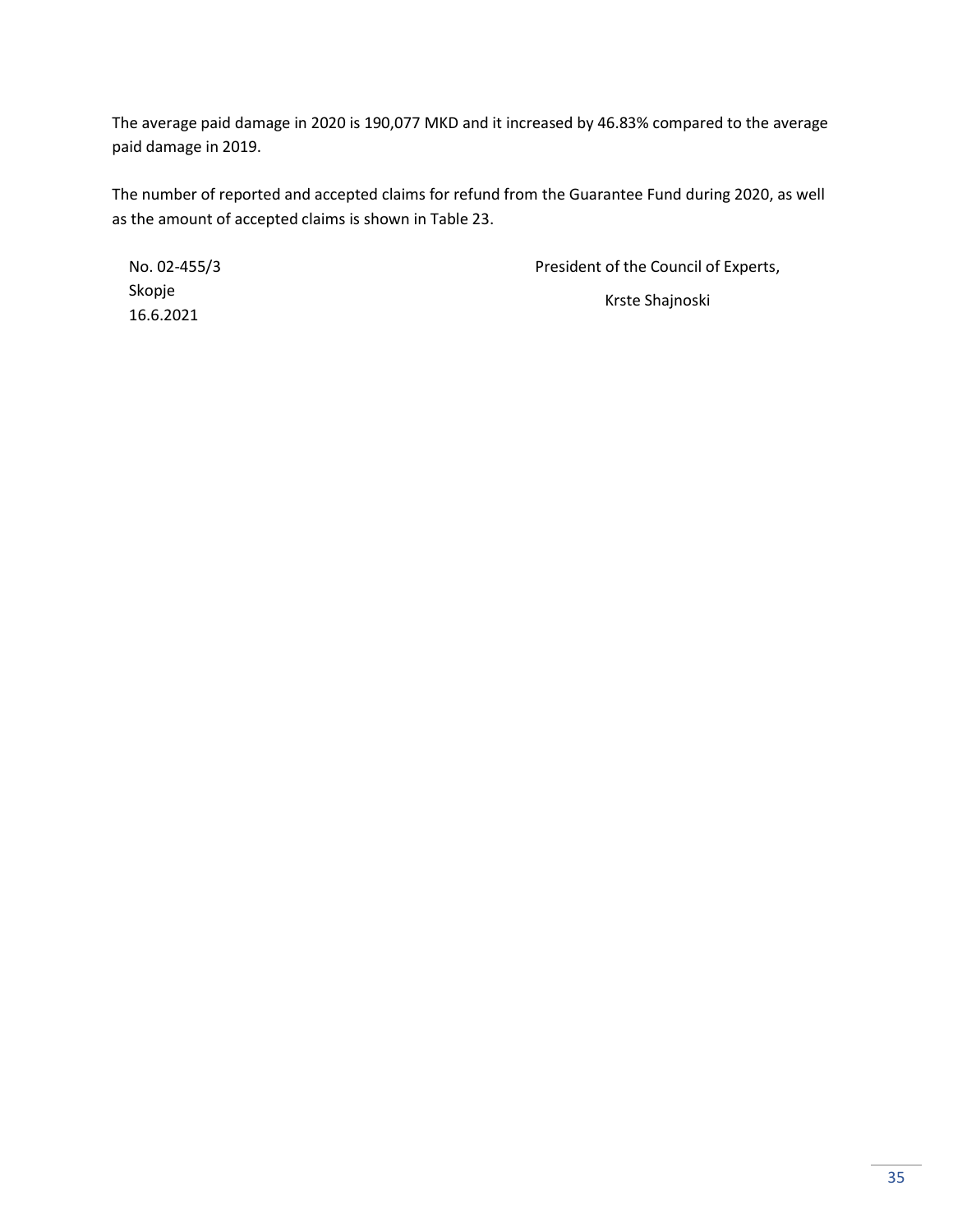The average paid damage in 2020 is 190,077 MKD and it increased by 46.83% compared to the average paid damage in 2019.

The number of reported and accepted claims for refund from the Guarantee Fund during 2020, as well as the amount of accepted claims is shown in Table 23.

No. 02-455/3
Skopje
16.6.2021

President of the Council of Experts,

Krste Shajnoski